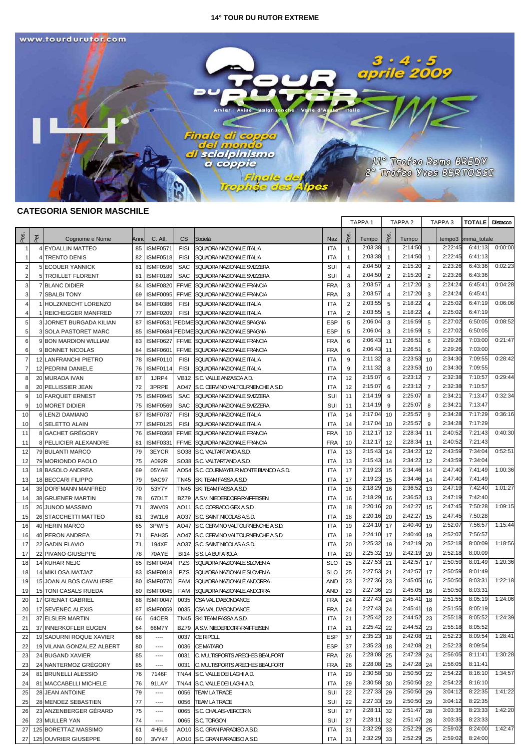# 14° TOUR DU RUTOR EXTREME

www.tourdurutor.com

TOUR DU RUTOR EXTREME — 3 · 4 · 5 aprile 2009

Arvier · Avise · Valgrisenche · Valle d'Aosta · Italia

Finale di coppa del mondo di scialpinismo a coppie

Finale del Trophée des Alpes

11° Trofeo Remo BREDY
2° Trofeo Yves BERTOSSI

## CATEGORIA SENIOR MASCHILE

| Pos. | Pet. | Cognome e Nome | Anno | C. Atl. | CS | Società | Naz | Pos. | TAPPA 1 Tempo | Pos. | TAPPA 2 Tempo | | TAPPA 3 tempo3 | TOTALE somma_totale | Distacco |
|---|---|---|---|---|---|---|---|---|---|---|---|---|---|---|---|
| 1 | 4 | EYDALLIN MATTEO | 85 | ISMF0571 | FISI | SQUADRA NAZIONALE ITALIA | ITA | 1 | 2:03:38 | 1 | 2:14:50 | 1 | 2:22:45 | 6:41:13 | 0:00:00 |
| 1 | 4 | TRENTO DENIS | 82 | ISMF0518 | FISI | SQUADRA NAZIONALE ITALIA | ITA | 1 | 2:03:38 | 1 | 2:14:50 | 1 | 2:22:45 | 6:41:13 | |
| 2 | 5 | ECOUER YANNICK | 81 | ISMF0596 | SAC | SQUADRA NAZIONALE SVIZZERA | SUI | 4 | 2:04:50 | 2 | 2:15:20 | 2 | 2:23:26 | 6:43:36 | 0:02:23 |
| 2 | 5 | TROILLET FLORENT | 81 | ISMF0189 | SAC | SQUADRA NAZIONALE SVIZZERA | SUI | 4 | 2:04:50 | 2 | 2:15:20 | 2 | 2:23:26 | 6:43:36 | |
| 3 | 7 | BLANC DIDIER | 84 | ISMF0820 | FFME | SQUADRA NAZIONALE FRANCIA | FRA | 3 | 2:03:57 | 4 | 2:17:20 | 3 | 2:24:24 | 6:45:41 | 0:04:28 |
| 3 | 7 | SBALBI TONY | 69 | ISMF0095 | FFME | SQUADRA NAZIONALE FRANCIA | FRA | 3 | 2:03:57 | 4 | 2:17:20 | 3 | 2:24:24 | 6:45:41 | |
| 4 | 1 | HOLZKNECHT LORENZO | 84 | ISMF0386 | FISI | SQUADRA NAZIONALE ITALIA | ITA | 2 | 2:03:55 | 5 | 2:18:22 | 4 | 2:25:02 | 6:47:19 | 0:06:06 |
| 4 | 1 | REICHEGGER MANFRED | 77 | ISMF0209 | FISI | SQUADRA NAZIONALE ITALIA | ITA | 2 | 2:03:55 | 5 | 2:18:22 | 4 | 2:25:02 | 6:47:19 | |
| 5 | 3 | JORNET BURGADA KILIAN | 87 | ISMF0531 | FEDME | SQUADRA NAZIONALE SPAGNA | ESP | 5 | 2:06:04 | 3 | 2:16:59 | 5 | 2:27:02 | 6:50:05 | 0:08:52 |
| 5 | 3 | SOLA PASTORET MARC | 85 | ISMF0684 | FEDME | SQUADRA NAZIONALE SPAGNA | ESP | 5 | 2:06:04 | 3 | 2:16:59 | 5 | 2:27:02 | 6:50:05 | |
| 6 | 9 | BON MARDION WILLIAM | 83 | ISMF0627 | FFME | SQUADRA NAZIONALE FRANCIA | FRA | 6 | 2:06:43 | 11 | 2:26:51 | 6 | 2:29:26 | 7:03:00 | 0:21:47 |
| 6 | 9 | BONNET NICOLAS | 84 | ISMF0601 | FFME | SQUADRA NAZIONALE FRANCIA | FRA | 6 | 2:06:43 | 11 | 2:26:51 | 6 | 2:29:26 | 7:03:00 | |
| 7 | 12 | LANFRANCHI PIETRO | 78 | ISMF0110 | FISI | SQUADRA NAZIONALE ITALIA | ITA | 9 | 2:11:32 | 8 | 2:23:53 | 10 | 2:34:30 | 7:09:55 | 0:28:42 |
| 7 | 12 | PEDRINI DANIELE | 76 | ISMF0114 | FISI | SQUADRA NAZIONALE ITALIA | ITA | 9 | 2:11:32 | 8 | 2:23:53 | 10 | 2:34:30 | 7:09:55 | |
| 8 | 20 | MURADA IVAN | 87 | 1JRP4 | VB12 | S.C. VALLE ANZASCA A.D. | ITA | 12 | 2:15:07 | 6 | 2:23:12 | 7 | 2:32:38 | 7:10:57 | 0:29:44 |
| 8 | 20 | PELLISSIER JEAN | 72 | 3PRPE | AO47 | S.C. CERVINO VALTOURNENCHE A.S.D. | ITA | 12 | 2:15:07 | 6 | 2:23:12 | 7 | 2:32:38 | 7:10:57 | |
| 9 | 10 | FARQUET ERNEST | 75 | ISMF0945 | SAC | SQUADRA NAZIONALE SVIZZERA | SUI | 11 | 2:14:19 | 9 | 2:25:07 | 8 | 2:34:21 | 7:13:47 | 0:32:34 |
| 9 | 10 | MORET DIDIER | 75 | ISMF0569 | SAC | SQUADRA NAZIONALE SVIZZERA | SUI | 11 | 2:14:19 | 9 | 2:25:07 | 8 | 2:34:21 | 7:13:47 | |
| 10 | 6 | LENZI DAMIANO | 87 | ISMF0787 | FISI | SQUADRA NAZIONALE ITALIA | ITA | 14 | 2:17:04 | 10 | 2:25:57 | 9 | 2:34:28 | 7:17:29 | 0:36:16 |
| 10 | 6 | SELETTO ALAIN | 77 | ISMF0125 | FISI | SQUADRA NAZIONALE ITALIA | ITA | 14 | 2:17:04 | 10 | 2:25:57 | 9 | 2:34:28 | 7:17:29 | |
| 11 | 8 | GACHET GRÉGORY | 76 | ISMF0368 | FFME | SQUADRA NAZIONALE FRANCIA | FRA | 10 | 2:12:17 | 12 | 2:28:34 | 11 | 2:40:52 | 7:21:43 | 0:40:30 |
| 11 | 8 | PELLICIER ALEXANDRE | 81 | ISMF0331 | FFME | SQUADRA NAZIONALE FRANCIA | FRA | 10 | 2:12:17 | 12 | 2:28:34 | 11 | 2:40:52 | 7:21:43 | |
| 12 | 79 | BULANTI MARCO | 79 | 3EYCR | SO38 | S.C. VALTARTANO A.S.D. | ITA | 13 | 2:15:43 | 14 | 2:34:22 | 12 | 2:43:59 | 7:34:04 | 0:52:51 |
| 12 | 79 | MORIONDO PAOLO | 75 | A092R | SO38 | S.C. VALTARTANO A.S.D. | ITA | 13 | 2:15:43 | 14 | 2:34:22 | 12 | 2:43:59 | 7:34:04 | |
| 13 | 18 | BASOLO ANDREA | 69 | 05YAE | AO54 | S.C. COURMAYEUR MONTE BIANCO A.S.D. | ITA | 17 | 2:19:23 | 15 | 2:34:46 | 14 | 2:47:40 | 7:41:49 | 1:00:36 |
| 13 | 18 | BECCARI FILIPPO | 79 | 9AC97 | TN45 | SKI TEAM FASSA A.S.D. | ITA | 17 | 2:19:23 | 15 | 2:34:46 | 14 | 2:47:40 | 7:41:49 | |
| 14 | 38 | DORFMANN MANFRED | 70 | 53Y7Y | TN45 | SKI TEAM FASSA A.S.D. | ITA | 16 | 2:18:29 | 16 | 2:36:52 | 13 | 2:47:19 | 7:42:40 | 1:01:27 |
| 14 | 38 | GRUENER MARTIN | 78 | 67D1T | BZ79 | A.S.V. NIEDERDORF/RAIFFEISEN | ITA | 16 | 2:18:29 | 16 | 2:36:52 | 13 | 2:47:19 | 7:42:40 | |
| 15 | 26 | JUNOD MASSIMO | 71 | 3WV09 | AO11 | S.C. CORRADO GEX A.S.D. | ITA | 18 | 2:20:16 | 20 | 2:42:27 | 15 | 2:47:45 | 7:50:28 | 1:09:15 |
| 15 | 26 | STACCHETTI MATTEO | 81 | 3W1L6 | AO37 | S.C. SAINT NICOLAS A.S.D. | ITA | 18 | 2:20:16 | 20 | 2:42:27 | 15 | 2:47:45 | 7:50:28 | |
| 16 | 40 | HERIN MARCO | 65 | 3PWF5 | AO47 | S.C. CERVINO VALTOURNENCHE A.S.D. | ITA | 19 | 2:24:10 | 17 | 2:40:40 | 19 | 2:52:07 | 7:56:57 | 1:15:44 |
| 16 | 40 | PERON ANDREA | 71 | FAH35 | AO47 | S.C. CERVINO VALTOURNENCHE A.S.D. | ITA | 19 | 2:24:10 | 17 | 2:40:40 | 19 | 2:52:07 | 7:56:57 | |
| 17 | 22 | GADIN FLAVIO | 71 | 194XE | AO37 | S.C. SAINT NICOLAS A.S.D. | ITA | 20 | 2:25:32 | 19 | 2:42:19 | 20 | 2:52:18 | 8:00:09 | 1:18:56 |
| 17 | 22 | PIVANO GIUSEPPE | 78 | 70AYE | BI14 | S.S. LA BUFAROLA | ITA | 20 | 2:25:32 | 19 | 2:42:19 | 20 | 2:52:18 | 8:00:09 | |
| 18 | 14 | KUHAR NEJC | 85 | ISMF0494 | PZS | SQUADRA NAZIONALE SLOVENIA | SLO | 25 | 2:27:53 | 21 | 2:42:57 | 17 | 2:50:59 | 8:01:49 | 1:20:36 |
| 18 | 14 | MIKLOSA MATJAZ | 83 | ISMF0918 | PZS | SQUADRA NAZIONALE SLOVENIA | SLO | 25 | 2:27:53 | 21 | 2:42:57 | 17 | 2:50:59 | 8:01:49 | |
| 19 | 15 | JOAN ALBOS CAVALIERE | 80 | ISMF0770 | FAM | SQUADRA NAZIONALE ANDORRA | AND | 23 | 2:27:36 | 23 | 2:45:05 | 16 | 2:50:50 | 8:03:31 | 1:22:18 |
| 19 | 15 | TONI CASALS RUEDA | 80 | ISMF0045 | FAM | SQUADRA NAZIONALE ANDORRA | AND | 23 | 2:27:36 | 23 | 2:45:05 | 16 | 2:50:50 | 8:03:31 | |
| 20 | 17 | GRENAT GABRIEL | 88 | ISMF0047 | 0035 | CSA VAL D'ABONDANCE | FRA | 24 | 2:27:43 | 24 | 2:45:41 | 18 | 2:51:55 | 8:05:19 | 1:24:06 |
| 20 | 17 | SEVENEC ALEXIS | 87 | ISMF0059 | 0035 | CSA VAL D'ABONDANCE | FRA | 24 | 2:27:43 | 24 | 2:45:41 | 18 | 2:51:55 | 8:05:19 | |
| 21 | 37 | ELSLER MARTIN | 66 | 64CER | TN45 | SKI TEAM FASSA A.S.D. | ITA | 21 | 2:25:42 | 22 | 2:44:52 | 23 | 2:55:18 | 8:05:52 | 1:24:39 |
| 21 | 37 | INNERKOFLER EUGEN | 64 | 66M7Y | BZ79 | A.S.V. NIEDERDORF/RAIFFEISEN | ITA | 21 | 2:25:42 | 22 | 2:44:52 | 23 | 2:55:18 | 8:05:52 | |
| 22 | 19 | SADURNI ROQUE XAVIER | 68 | ---- | 0037 | CE RIPOLL | ESP | 37 | 2:35:23 | 18 | 2:42:08 | 21 | 2:52:23 | 8:09:54 | 1:28:41 |
| 22 | 19 | VILANA GONZALEZ ALBERT | 80 | ---- | 0036 | CE MATARO | ESP | 37 | 2:35:23 | 18 | 2:42:08 | 21 | 2:52:23 | 8:09:54 | |
| 23 | 24 | BUGAND XAVIER | 85 | ---- | 0031 | C. MULTISPORTS ARECHES BEAUFORT | FRA | 26 | 2:28:08 | 25 | 2:47:28 | 24 | 2:56:05 | 8:11:41 | 1:30:28 |
| 23 | 24 | NANTERMOZ GRÉGORY | 85 | ---- | 0031 | C. MULTISPORTS ARECHES BEAUFORT | FRA | 26 | 2:28:08 | 25 | 2:47:28 | 24 | 2:56:05 | 8:11:41 | |
| 24 | 81 | BRUNELLI ALESSIO | 76 | 7146F | TNA4 | S.C. VALLE DEI LAGHI A.D. | ITA | 29 | 2:30:58 | 30 | 2:50:50 | 22 | 2:54:22 | 8:16:10 | 1:34:57 |
| 24 | 81 | MACCABELLI MICHELE | 76 | 91LAY | TNA4 | S.C. VALLE DEI LAGHI A.D. | ITA | 29 | 2:30:58 | 30 | 2:50:50 | 22 | 2:54:22 | 8:16:10 | |
| 25 | 28 | JEAN ANTOINE | 79 | ---- | 0056 | TEAM LA TRACE | SUI | 22 | 2:27:33 | 29 | 2:50:50 | 29 | 3:04:12 | 8:22:35 | 1:41:22 |
| 25 | 28 | MENDEZ SEBASTIEN | 77 | ---- | 0056 | TEAM LA TRACE | SUI | 22 | 2:27:33 | 29 | 2:50:50 | 29 | 3:04:12 | 8:22:35 | |
| 26 | 23 | ANZENBERGER GÉRARD | 75 | ---- | 0065 | S.C. CHALAIS-VERCORIN | SUI | 27 | 2:28:11 | 32 | 2:51:47 | 28 | 3:03:35 | 8:23:33 | 1:42:20 |
| 26 | 23 | MULLER YAN | 74 | ---- | 0065 | S.C. TORGON | SUI | 27 | 2:28:11 | 32 | 2:51:47 | 28 | 3:03:35 | 8:23:33 | |
| 27 | 125 | BORETTAZ MASSIMO | 61 | 4H6L6 | AO10 | S.C. GRAN PARADISO A.S.D. | ITA | 31 | 2:32:29 | 33 | 2:52:29 | 25 | 2:59:02 | 8:24:00 | 1:42:47 |
| 27 | 125 | OUVRIER GIUSEPPE | 60 | 3VY47 | AO10 | S.C. GRAN PARADISO A.S.D. | ITA | 31 | 2:32:29 | 33 | 2:52:29 | 25 | 2:59:02 | 8:24:00 | |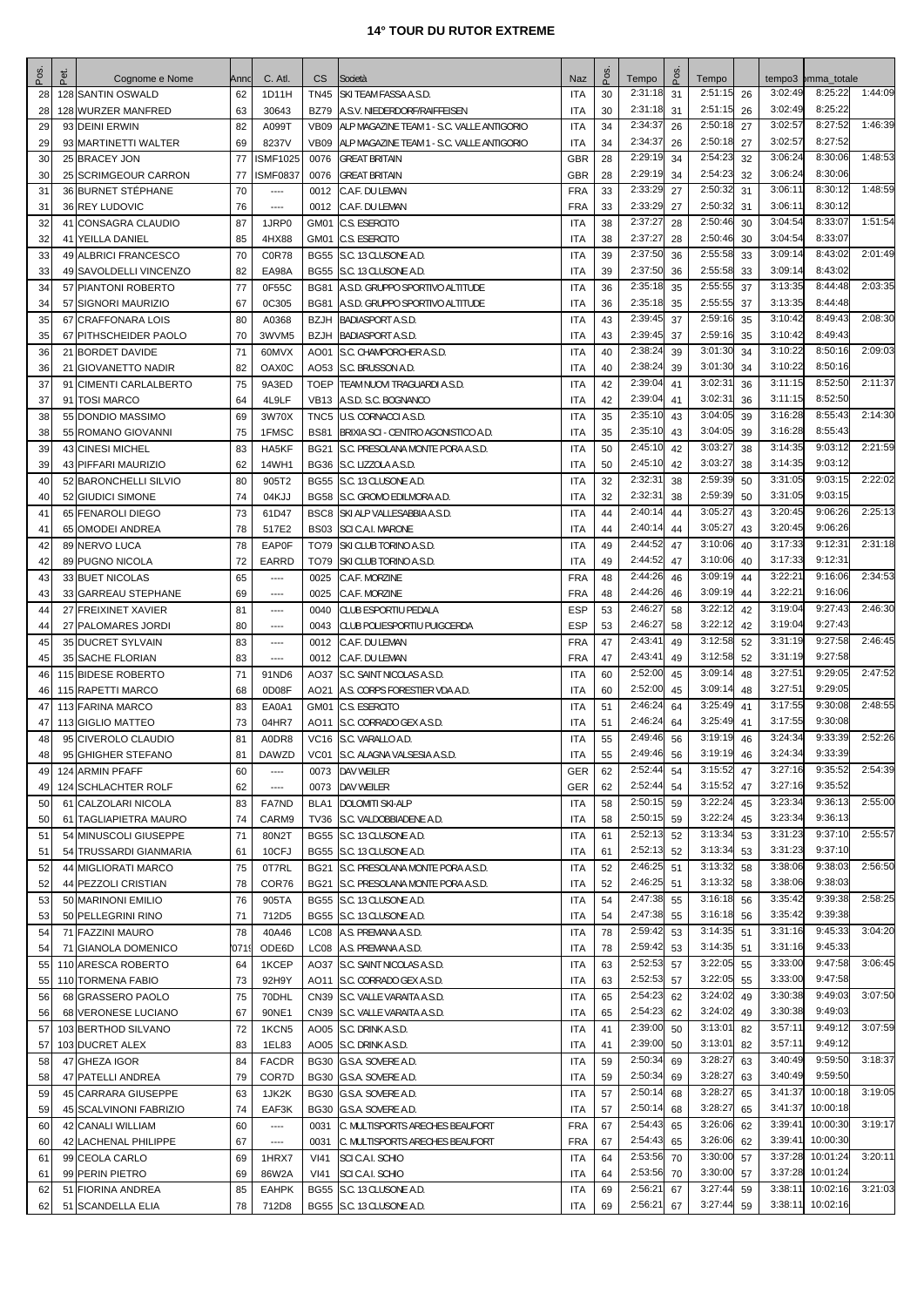# 14° TOUR DU RUTOR EXTREME

| Pos. | Pet. | Cognome e Nome | Anno | C. Atl. | CS | Società | Naz | Pos. | Tempo | Pos. | Tempo | | tempo3 | somma_totale | |
|---|---|---|---|---|---|---|---|---|---|---|---|---|---|---|---|
| 28 | 128 | SANTIN OSWALD | 62 | 1D11H | TN45 | SKI TEAM FASSA A.S.D. | ITA | 30 | 2:31:18 | 31 | 2:51:15 | 26 | 3:02:49 | 8:25:22 | 1:44:09 |
| 28 | 128 | WURZER MANFRED | 63 | 30643 | BZ79 | A.S.V. NIEDERDORF/RAIFFEISEN | ITA | 30 | 2:31:18 | 31 | 2:51:15 | 26 | 3:02:49 | 8:25:22 | |
| 29 | 93 | DEINI ERWIN | 82 | A099T | VB09 | ALP MAGAZINE TEAM 1 - S.C. VALLE ANTIGORIO | ITA | 34 | 2:34:37 | 26 | 2:50:18 | 27 | 3:02:57 | 8:27:52 | 1:46:39 |
| 29 | 93 | MARTINETTI WALTER | 69 | 8237V | VB09 | ALP MAGAZINE TEAM 1 - S.C. VALLE ANTIGORIO | ITA | 34 | 2:34:37 | 26 | 2:50:18 | 27 | 3:02:57 | 8:27:52 | |
| 30 | 25 | BRACEY JON | 77 | ISMF1025 | 0076 | GREAT BRITAIN | GBR | 28 | 2:29:19 | 34 | 2:54:23 | 32 | 3:06:24 | 8:30:06 | 1:48:53 |
| 30 | 25 | SCRIMGEOUR CARRON | 77 | ISMF0837 | 0076 | GREAT BRITAIN | GBR | 28 | 2:29:19 | 34 | 2:54:23 | 32 | 3:06:24 | 8:30:06 | |
| 31 | 36 | BURNET STÉPHANE | 70 | ---- | 0012 | C.A.F. DU LEMAN | FRA | 33 | 2:33:29 | 27 | 2:50:32 | 31 | 3:06:11 | 8:30:12 | 1:48:59 |
| 31 | 36 | REY LUDOVIC | 76 | ---- | 0012 | C.A.F. DU LEMAN | FRA | 33 | 2:33:29 | 27 | 2:50:32 | 31 | 3:06:11 | 8:30:12 | |
| 32 | 41 | CONSAGRA CLAUDIO | 87 | 1JRP0 | GM01 | C.S. ESERCITO | ITA | 38 | 2:37:27 | 28 | 2:50:46 | 30 | 3:04:54 | 8:33:07 | 1:51:54 |
| 32 | 41 | YEILLA DANIEL | 85 | 4HX88 | GM01 | C.S. ESERCITO | ITA | 38 | 2:37:27 | 28 | 2:50:46 | 30 | 3:04:54 | 8:33:07 | |
| 33 | 49 | ALBRICI FRANCESCO | 70 | C0R78 | BG55 | S.C. 13 CLUSONE A.D. | ITA | 39 | 2:37:50 | 36 | 2:55:58 | 33 | 3:09:14 | 8:43:02 | 2:01:49 |
| 33 | 49 | SAVOLDELLI VINCENZO | 82 | EA98A | BG55 | S.C. 13 CLUSONE A.D. | ITA | 39 | 2:37:50 | 36 | 2:55:58 | 33 | 3:09:14 | 8:43:02 | |
| 34 | 57 | PIANTONI ROBERTO | 77 | 0F55C | BG81 | A.S.D. GRUPPO SPORTIVO ALTITUDE | ITA | 36 | 2:35:18 | 35 | 2:55:55 | 37 | 3:13:35 | 8:44:48 | 2:03:35 |
| 34 | 57 | SIGNORI MAURIZIO | 67 | 0C305 | BG81 | A.S.D. GRUPPO SPORTIVO ALTITUDE | ITA | 36 | 2:35:18 | 35 | 2:55:55 | 37 | 3:13:35 | 8:44:48 | |
| 35 | 67 | CRAFFONARA LOIS | 80 | A0368 | BZJH | BADIASPORT A.S.D. | ITA | 43 | 2:39:45 | 37 | 2:59:16 | 35 | 3:10:42 | 8:49:43 | 2:08:30 |
| 35 | 67 | PITHSCHEIDER PAOLO | 70 | 3WVM5 | BZJH | BADIASPORT A.S.D. | ITA | 43 | 2:39:45 | 37 | 2:59:16 | 35 | 3:10:42 | 8:49:43 | |
| 36 | 21 | BORDET DAVIDE | 71 | 60MVX | AO01 | S.C. CHAMPORCHER A.S.D. | ITA | 40 | 2:38:24 | 39 | 3:01:30 | 34 | 3:10:22 | 8:50:16 | 2:09:03 |
| 36 | 21 | GIOVANETTO NADIR | 82 | OAX0C | AO53 | S.C. BRUSSON A.D. | ITA | 40 | 2:38:24 | 39 | 3:01:30 | 34 | 3:10:22 | 8:50:16 | |
| 37 | 91 | CIMENTI CARLALBERTO | 75 | 9A3ED | TOEP | TEAM NUOVI TRAGUARDI A.S.D. | ITA | 42 | 2:39:04 | 41 | 3:02:31 | 36 | 3:11:15 | 8:52:50 | 2:11:37 |
| 37 | 91 | TOSI MARCO | 64 | 4L9LF | VB13 | A.S.D. S.C. BOGNANCO | ITA | 42 | 2:39:04 | 41 | 3:02:31 | 36 | 3:11:15 | 8:52:50 | |
| 38 | 55 | DONDIO MASSIMO | 69 | 3W70X | TNC5 | U.S. CORNACCI A.S.D. | ITA | 35 | 2:35:10 | 43 | 3:04:05 | 39 | 3:16:28 | 8:55:43 | 2:14:30 |
| 38 | 55 | ROMANO GIOVANNI | 75 | 1FMSC | BS81 | BRIXIA SCI - CENTRO AGONISTICO A.D. | ITA | 35 | 2:35:10 | 43 | 3:04:05 | 39 | 3:16:28 | 8:55:43 | |
| 39 | 43 | CINESI MICHEL | 83 | HA5KF | BG21 | S.C. PRESOLANA MONTE PORA A.S.D. | ITA | 50 | 2:45:10 | 42 | 3:03:27 | 38 | 3:14:35 | 9:03:12 | 2:21:59 |
| 39 | 43 | PIFFARI MAURIZIO | 62 | 14WH1 | BG36 | S.C. LIZZOLA A.S.D. | ITA | 50 | 2:45:10 | 42 | 3:03:27 | 38 | 3:14:35 | 9:03:12 | |
| 40 | 52 | BARONCHELLI SILVIO | 80 | 905T2 | BG55 | S.C. 13 CLUSONE A.D. | ITA | 32 | 2:32:31 | 38 | 2:59:39 | 50 | 3:31:05 | 9:03:15 | 2:22:02 |
| 40 | 52 | GIUDICI SIMONE | 74 | 04KJJ | BG58 | S.C. GROMO EDILMORA A.D. | ITA | 32 | 2:32:31 | 38 | 2:59:39 | 50 | 3:31:05 | 9:03:15 | |
| 41 | 65 | FENAROLI DIEGO | 73 | 61D47 | BSC8 | SKI ALP VALLESABBIA A.S.D. | ITA | 44 | 2:40:14 | 44 | 3:05:27 | 43 | 3:20:45 | 9:06:26 | 2:25:13 |
| 41 | 65 | OMODEI ANDREA | 78 | 517E2 | BS03 | SCI C.A.I. MARONE | ITA | 44 | 2:40:14 | 44 | 3:05:27 | 43 | 3:20:45 | 9:06:26 | |
| 42 | 89 | NERVO LUCA | 78 | EAP0F | TO79 | SKI CLUB TORINO A.S.D. | ITA | 49 | 2:44:52 | 47 | 3:10:06 | 40 | 3:17:33 | 9:12:31 | 2:31:18 |
| 42 | 89 | PUGNO NICOLA | 72 | EARRD | TO79 | SKI CLUB TORINO A.S.D. | ITA | 49 | 2:44:52 | 47 | 3:10:06 | 40 | 3:17:33 | 9:12:31 | |
| 43 | 33 | BUET NICOLAS | 65 | ---- | 0025 | C.A.F. MORZINE | FRA | 48 | 2:44:26 | 46 | 3:09:19 | 44 | 3:22:21 | 9:16:06 | 2:34:53 |
| 43 | 33 | GARREAU STEPHANE | 69 | ---- | 0025 | C.A.F. MORZINE | FRA | 48 | 2:44:26 | 46 | 3:09:19 | 44 | 3:22:21 | 9:16:06 | |
| 44 | 27 | FREIXINET XAVIER | 81 | ---- | 0040 | CLUB ESPORTIU PEDALA | ESP | 53 | 2:46:27 | 58 | 3:22:12 | 42 | 3:19:04 | 9:27:43 | 2:46:30 |
| 44 | 27 | PALOMARES JORDI | 80 | ---- | 0043 | CLUB POLIESPORTIU PUIGCERDA | ESP | 53 | 2:46:27 | 58 | 3:22:12 | 42 | 3:19:04 | 9:27:43 | |
| 45 | 35 | DUCRET SYLVAIN | 83 | ---- | 0012 | C.A.F. DU LEMAN | FRA | 47 | 2:43:41 | 49 | 3:12:58 | 52 | 3:31:19 | 9:27:58 | 2:46:45 |
| 45 | 35 | SACHE FLORIAN | 83 | ---- | 0012 | C.A.F. DU LEMAN | FRA | 47 | 2:43:41 | 49 | 3:12:58 | 52 | 3:31:19 | 9:27:58 | |
| 46 | 115 | BIDESE ROBERTO | 71 | 91ND6 | AO37 | S.C. SAINT NICOLAS A.S.D. | ITA | 60 | 2:52:00 | 45 | 3:09:14 | 48 | 3:27:51 | 9:29:05 | 2:47:52 |
| 46 | 115 | RAPETTI MARCO | 68 | 0D08F | AO21 | A.S. CORPS FORESTIER VDA A.D. | ITA | 60 | 2:52:00 | 45 | 3:09:14 | 48 | 3:27:51 | 9:29:05 | |
| 47 | 113 | FARINA MARCO | 83 | EA0A1 | GM01 | C.S. ESERCITO | ITA | 51 | 2:46:24 | 64 | 3:25:49 | 41 | 3:17:55 | 9:30:08 | 2:48:55 |
| 47 | 113 | GIGLIO MATTEO | 73 | 04HR7 | AO11 | S.C. CORRADO GEX A.S.D. | ITA | 51 | 2:46:24 | 64 | 3:25:49 | 41 | 3:17:55 | 9:30:08 | |
| 48 | 95 | CIVEROLO CLAUDIO | 81 | A0DR8 | VC16 | S.C. VARALLO A.D. | ITA | 55 | 2:49:46 | 56 | 3:19:19 | 46 | 3:24:34 | 9:33:39 | 2:52:26 |
| 48 | 95 | GHIGHER STEFANO | 81 | DAWZD | VC01 | S.C. ALAGNA VALSESIA A.S.D. | ITA | 55 | 2:49:46 | 56 | 3:19:19 | 46 | 3:24:34 | 9:33:39 | |
| 49 | 124 | ARMIN PFAFF | 60 | ---- | 0073 | DAV WEILER | GER | 62 | 2:52:44 | 54 | 3:15:52 | 47 | 3:27:16 | 9:35:52 | 2:54:39 |
| 49 | 124 | SCHLACHTER ROLF | 62 | ---- | 0073 | DAV WEILER | GER | 62 | 2:52:44 | 54 | 3:15:52 | 47 | 3:27:16 | 9:35:52 | |
| 50 | 61 | CALZOLARI NICOLA | 83 | FA7ND | BLA1 | DOLOMITI SKI-ALP | ITA | 58 | 2:50:15 | 59 | 3:22:24 | 45 | 3:23:34 | 9:36:13 | 2:55:00 |
| 50 | 61 | TAGLIAPIETRA MAURO | 74 | CARM9 | TV36 | S.C. VALDOBBIADENE A.D. | ITA | 58 | 2:50:15 | 59 | 3:22:24 | 45 | 3:23:34 | 9:36:13 | |
| 51 | 54 | MINUSCOLI GIUSEPPE | 71 | 80N2T | BG55 | S.C. 13 CLUSONE A.D. | ITA | 61 | 2:52:13 | 52 | 3:13:34 | 53 | 3:31:23 | 9:37:10 | 2:55:57 |
| 51 | 54 | TRUSSARDI GIANMARIA | 61 | 10CFJ | BG55 | S.C. 13 CLUSONE A.D. | ITA | 61 | 2:52:13 | 52 | 3:13:34 | 53 | 3:31:23 | 9:37:10 | |
| 52 | 44 | MIGLIORATI MARCO | 75 | 0T7RL | BG21 | S.C. PRESOLANA MONTE PORA A.S.D. | ITA | 52 | 2:46:25 | 51 | 3:13:32 | 58 | 3:38:06 | 9:38:03 | 2:56:50 |
| 52 | 44 | PEZZOLI CRISTIAN | 78 | COR76 | BG21 | S.C. PRESOLANA MONTE PORA A.S.D. | ITA | 52 | 2:46:25 | 51 | 3:13:32 | 58 | 3:38:06 | 9:38:03 | |
| 53 | 50 | MARINONI EMILIO | 76 | 905TA | BG55 | S.C. 13 CLUSONE A.D. | ITA | 54 | 2:47:38 | 55 | 3:16:18 | 56 | 3:35:42 | 9:39:38 | 2:58:25 |
| 53 | 50 | PELLEGRINI RINO | 71 | 712D5 | BG55 | S.C. 13 CLUSONE A.D. | ITA | 54 | 2:47:38 | 55 | 3:16:18 | 56 | 3:35:42 | 9:39:38 | |
| 54 | 71 | FAZZINI MAURO | 78 | 40A46 | LC08 | A.S. PREMANA A.S.D. | ITA | 78 | 2:59:42 | 53 | 3:14:35 | 51 | 3:31:16 | 9:45:33 | 3:04:20 |
| 54 | 71 | GIANOLA DOMENICO | 071 | ODE6D | LC08 | A.S. PREMANA A.S.D. | ITA | 78 | 2:59:42 | 53 | 3:14:35 | 51 | 3:31:16 | 9:45:33 | |
| 55 | 110 | ARESCA ROBERTO | 64 | 1KCEP | AO37 | S.C. SAINT NICOLAS A.S.D. | ITA | 63 | 2:52:53 | 57 | 3:22:05 | 55 | 3:33:00 | 9:47:58 | 3:06:45 |
| 55 | 110 | TORMENA FABIO | 73 | 92H9Y | AO11 | S.C. CORRADO GEX A.S.D. | ITA | 63 | 2:52:53 | 57 | 3:22:05 | 55 | 3:33:00 | 9:47:58 | |
| 56 | 68 | GRASSERO PAOLO | 75 | 70DHL | CN39 | S.C. VALLE VARAITA A.S.D. | ITA | 65 | 2:54:23 | 62 | 3:24:02 | 49 | 3:30:38 | 9:49:03 | 3:07:50 |
| 56 | 68 | VERONESE LUCIANO | 67 | 90NE1 | CN39 | S.C. VALLE VARAITA A.S.D. | ITA | 65 | 2:54:23 | 62 | 3:24:02 | 49 | 3:30:38 | 9:49:03 | |
| 57 | 103 | BERTHOD SILVANO | 72 | 1KCN5 | AO05 | S.C. DRINK A.S.D. | ITA | 41 | 2:39:00 | 50 | 3:13:01 | 82 | 3:57:11 | 9:49:12 | 3:07:59 |
| 57 | 103 | DUCRET ALEX | 83 | 1EL83 | AO05 | S.C. DRINK A.S.D. | ITA | 41 | 2:39:00 | 50 | 3:13:01 | 82 | 3:57:11 | 9:49:12 | |
| 58 | 47 | GHEZA IGOR | 84 | FACDR | BG30 | G.S.A. SOVERE A.D. | ITA | 59 | 2:50:34 | 69 | 3:28:27 | 63 | 3:40:49 | 9:59:50 | 3:18:37 |
| 58 | 47 | PATELLI ANDREA | 79 | COR7D | BG30 | G.S.A. SOVERE A.D. | ITA | 59 | 2:50:34 | 69 | 3:28:27 | 63 | 3:40:49 | 9:59:50 | |
| 59 | 45 | CARRARA GIUSEPPE | 63 | 1JK2K | BG30 | G.S.A. SOVERE A.D. | ITA | 57 | 2:50:14 | 68 | 3:28:27 | 65 | 3:41:37 | 10:00:18 | 3:19:05 |
| 59 | 45 | SCALVINONI FABRIZIO | 74 | EAF3K | BG30 | G.S.A. SOVERE A.D. | ITA | 57 | 2:50:14 | 68 | 3:28:27 | 65 | 3:41:37 | 10:00:18 | |
| 60 | 42 | CANALI WILLIAM | 60 | ---- | 0031 | C. MULTISPORTS ARECHES BEAUFORT | FRA | 67 | 2:54:43 | 65 | 3:26:06 | 62 | 3:39:41 | 10:00:30 | 3:19:17 |
| 60 | 42 | LACHENAL PHILIPPE | 67 | ---- | 0031 | C. MULTISPORTS ARECHES BEAUFORT | FRA | 67 | 2:54:43 | 65 | 3:26:06 | 62 | 3:39:41 | 10:00:30 | |
| 61 | 99 | CEOLA CARLO | 69 | 1HRX7 | VI41 | SCI C.A.I. SCHIO | ITA | 64 | 2:53:56 | 70 | 3:30:00 | 57 | 3:37:28 | 10:01:24 | 3:20:11 |
| 61 | 99 | PERIN PIETRO | 69 | 86W2A | VI41 | SCI C.A.I. SCHIO | ITA | 64 | 2:53:56 | 70 | 3:30:00 | 57 | 3:37:28 | 10:01:24 | |
| 62 | 51 | FIORINA ANDREA | 85 | EAHPK | BG55 | S.C. 13 CLUSONE A.D. | ITA | 69 | 2:56:21 | 67 | 3:27:44 | 59 | 3:38:11 | 10:02:16 | 3:21:03 |
| 62 | 51 | SCANDELLA ELIA | 78 | 712D8 | BG55 | S.C. 13 CLUSONE A.D. | ITA | 69 | 2:56:21 | 67 | 3:27:44 | 59 | 3:38:11 | 10:02:16 | |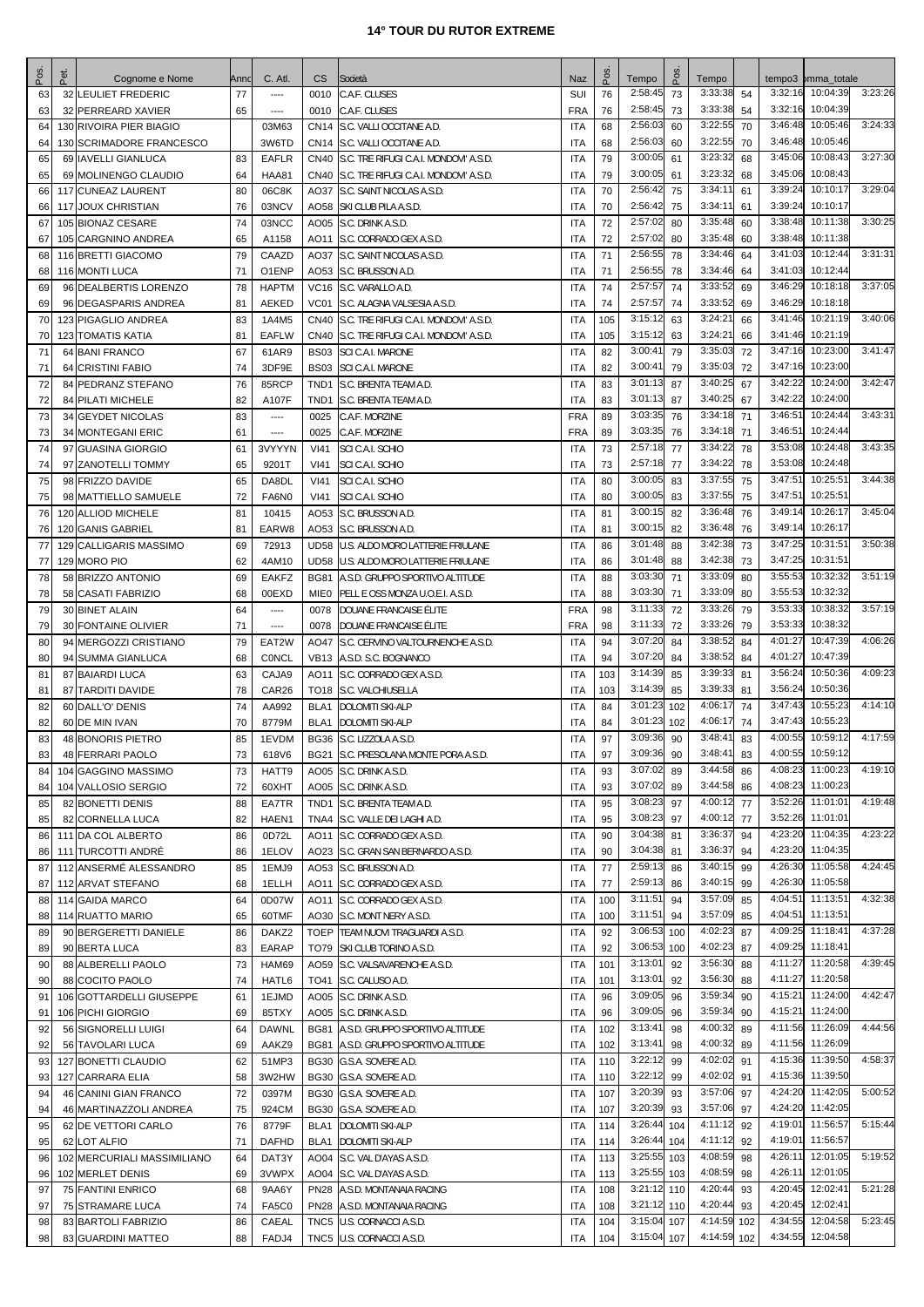# 14° TOUR DU RUTOR EXTREME

| Pos. | Pet. | Cognome e Nome | Anno | C. Atl. | CS | Società | Naz | Pos. | Tempo | Pos. | Tempo | | tempo3 | somma_totale | |
|---|---|---|---|---|---|---|---|---|---|---|---|---|---|---|---|
| 63 | 32 | LEULIET FREDERIC | 77 | ---- | 0010 | C.A.F. CLUSES | SUI | 76 | 2:58:45 | 73 | 3:33:38 | 54 | 3:32:16 | 10:04:39 | 3:23:26 |
| 63 | 32 | PERREARD XAVIER | 65 | ---- | 0010 | C.A.F. CLUSES | FRA | 76 | 2:58:45 | 73 | 3:33:38 | 54 | 3:32:16 | 10:04:39 | |
| 64 | 130 | RIVOIRA PIER BIAGIO | | 03M63 | CN14 | S.C. VALLI OCCITANE A.D. | ITA | 68 | 2:56:03 | 60 | 3:22:55 | 70 | 3:46:48 | 10:05:46 | 3:24:33 |
| 64 | 130 | SCRIMADORE FRANCESCO | | 3W6TD | CN14 | S.C. VALLI OCCITANE A.D. | ITA | 68 | 2:56:03 | 60 | 3:22:55 | 70 | 3:46:48 | 10:05:46 | |
| 65 | 69 | IAVELLI GIANLUCA | 83 | EAFLR | CN40 | S.C. TRE RIFUGI C.A.I. MONDOVI' A.S.D. | ITA | 79 | 3:00:05 | 61 | 3:23:32 | 68 | 3:45:06 | 10:08:43 | 3:27:30 |
| 65 | 69 | MOLINENGO CLAUDIO | 64 | HAA81 | CN40 | S.C. TRE RIFUGI C.A.I. MONDOVI' A.S.D. | ITA | 79 | 3:00:05 | 61 | 3:23:32 | 68 | 3:45:06 | 10:08:43 | |
| 66 | 117 | CUNEAZ LAURENT | 80 | 06C8K | AO37 | S.C. SAINT NICOLAS A.S.D. | ITA | 70 | 2:56:42 | 75 | 3:34:11 | 61 | 3:39:24 | 10:10:17 | 3:29:04 |
| 66 | 117 | JOUX CHRISTIAN | 76 | 03NCV | AO58 | SKI CLUB PILA A.S.D. | ITA | 70 | 2:56:42 | 75 | 3:34:11 | 61 | 3:39:24 | 10:10:17 | |
| 67 | 105 | BIONAZ CESARE | 74 | 03NCC | AO05 | S.C. DRINK A.S.D. | ITA | 72 | 2:57:02 | 80 | 3:35:48 | 60 | 3:38:48 | 10:11:38 | 3:30:25 |
| 67 | 105 | CARGNINO ANDREA | 65 | A1158 | AO11 | S.C. CORRADO GEX A.S.D. | ITA | 72 | 2:57:02 | 80 | 3:35:48 | 60 | 3:38:48 | 10:11:38 | |
| 68 | 116 | BRETTI GIACOMO | 79 | CAAZD | AO37 | S.C. SAINT NICOLAS A.S.D. | ITA | 71 | 2:56:55 | 78 | 3:34:46 | 64 | 3:41:03 | 10:12:44 | 3:31:31 |
| 68 | 116 | MONTI LUCA | 71 | O1ENP | AO53 | S.C. BRUSSON A.D. | ITA | 71 | 2:56:55 | 78 | 3:34:46 | 64 | 3:41:03 | 10:12:44 | |
| 69 | 96 | DEALBERTIS LORENZO | 78 | HAPTM | VC16 | S.C. VARALLO A.D. | ITA | 74 | 2:57:57 | 74 | 3:33:52 | 69 | 3:46:29 | 10:18:18 | 3:37:05 |
| 69 | 96 | DEGASPARIS ANDREA | 81 | AEKED | VC01 | S.C. ALAGNA VALSESIA A.S.D. | ITA | 74 | 2:57:57 | 74 | 3:33:52 | 69 | 3:46:29 | 10:18:18 | |
| 70 | 123 | PIGAGLIO ANDREA | 83 | 1A4M5 | CN40 | S.C. TRE RIFUGI C.A.I. MONDOVI' A.S.D. | ITA | 105 | 3:15:12 | 63 | 3:24:21 | 66 | 3:41:46 | 10:21:19 | 3:40:06 |
| 70 | 123 | TOMATIS KATIA | 81 | EAFLW | CN40 | S.C. TRE RIFUGI C.A.I. MONDOVI' A.S.D. | ITA | 105 | 3:15:12 | 63 | 3:24:21 | 66 | 3:41:46 | 10:21:19 | |
| 71 | 64 | BANI FRANCO | 67 | 61AR9 | BS03 | SCI C.A.I. MARONE | ITA | 82 | 3:00:41 | 79 | 3:35:03 | 72 | 3:47:16 | 10:23:00 | 3:41:47 |
| 71 | 64 | CRISTINI FABIO | 74 | 3DF9E | BS03 | SCI C.A.I. MARONE | ITA | 82 | 3:00:41 | 79 | 3:35:03 | 72 | 3:47:16 | 10:23:00 | |
| 72 | 84 | PEDRANZ STEFANO | 76 | 85RCP | TND1 | S.C. BRENTA TEAM A.D. | ITA | 83 | 3:01:13 | 87 | 3:40:25 | 67 | 3:42:22 | 10:24:00 | 3:42:47 |
| 72 | 84 | PILATI MICHELE | 82 | A107F | TND1 | S.C. BRENTA TEAM A.D. | ITA | 83 | 3:01:13 | 87 | 3:40:25 | 67 | 3:42:22 | 10:24:00 | |
| 73 | 34 | GEYDET NICOLAS | 83 | ---- | 0025 | C.A.F. MORZINE | FRA | 89 | 3:03:35 | 76 | 3:34:18 | 71 | 3:46:51 | 10:24:44 | 3:43:31 |
| 73 | 34 | MONTEGANI ERIC | 61 | ---- | 0025 | C.A.F. MORZINE | FRA | 89 | 3:03:35 | 76 | 3:34:18 | 71 | 3:46:51 | 10:24:44 | |
| 74 | 97 | GUASINA GIORGIO | 61 | 3VYYYN | VI41 | SCI C.A.I. SCHIO | ITA | 73 | 2:57:18 | 77 | 3:34:22 | 78 | 3:53:08 | 10:24:48 | 3:43:35 |
| 74 | 97 | ZANOTELLI TOMMY | 65 | 9201T | VI41 | SCI C.A.I. SCHIO | ITA | 73 | 2:57:18 | 77 | 3:34:22 | 78 | 3:53:08 | 10:24:48 | |
| 75 | 98 | FRIZZO DAVIDE | 65 | DA8DL | VI41 | SCI C.A.I. SCHIO | ITA | 80 | 3:00:05 | 83 | 3:37:55 | 75 | 3:47:51 | 10:25:51 | 3:44:38 |
| 75 | 98 | MATTIELLO SAMUELE | 72 | FA6N0 | VI41 | SCI C.A.I. SCHIO | ITA | 80 | 3:00:05 | 83 | 3:37:55 | 75 | 3:47:51 | 10:25:51 | |
| 76 | 120 | ALLIOD MICHELE | 81 | 10415 | AO53 | S.C. BRUSSON A.D. | ITA | 81 | 3:00:15 | 82 | 3:36:48 | 76 | 3:49:14 | 10:26:17 | 3:45:04 |
| 76 | 120 | GANIS GABRIEL | 81 | EARW8 | AO53 | S.C. BRUSSON A.D. | ITA | 81 | 3:00:15 | 82 | 3:36:48 | 76 | 3:49:14 | 10:26:17 | |
| 77 | 129 | CALLIGARIS MASSIMO | 69 | 72913 | UD58 | U.S. ALDO MORO LATTERIE FRIULANE | ITA | 86 | 3:01:48 | 88 | 3:42:38 | 73 | 3:47:25 | 10:31:51 | 3:50:38 |
| 77 | 129 | MORO PIO | 62 | 4AM10 | UD58 | U.S. ALDO MORO LATTERIE FRIULANE | ITA | 86 | 3:01:48 | 88 | 3:42:38 | 73 | 3:47:25 | 10:31:51 | |
| 78 | 58 | BRIZZO ANTONIO | 69 | EAKFZ | BG81 | A.S.D. GRUPPO SPORTIVO ALTITUDE | ITA | 88 | 3:03:30 | 71 | 3:33:09 | 80 | 3:55:53 | 10:32:32 | 3:51:19 |
| 78 | 58 | CASATI FABRIZIO | 68 | 00EXD | MIE0 | PELL E OSS MONZA U.O.E.I. A.S.D. | ITA | 88 | 3:03:30 | 71 | 3:33:09 | 80 | 3:55:53 | 10:32:32 | |
| 79 | 30 | BINET ALAIN | 64 | ---- | 0078 | DOUANE FRANCAISE ÉLITE | FRA | 98 | 3:11:33 | 72 | 3:33:26 | 79 | 3:53:33 | 10:38:32 | 3:57:19 |
| 79 | 30 | FONTAINE OLIVIER | 71 | ---- | 0078 | DOUANE FRANCAISE ÉLITE | FRA | 98 | 3:11:33 | 72 | 3:33:26 | 79 | 3:53:33 | 10:38:32 | |
| 80 | 94 | MERGOZZI CRISTIANO | 79 | EAT2W | AO47 | S.C. CERVINO VALTOURNENCHE A.S.D. | ITA | 94 | 3:07:20 | 84 | 3:38:52 | 84 | 4:01:27 | 10:47:39 | 4:06:26 |
| 80 | 94 | SUMMA GIANLUCA | 68 | C0NCL | VB13 | A.S.D. S.C. BOGNANCO | ITA | 94 | 3:07:20 | 84 | 3:38:52 | 84 | 4:01:27 | 10:47:39 | |
| 81 | 87 | BAIARDI LUCA | 63 | CAJA9 | AO11 | S.C. CORRADO GEX A.S.D. | ITA | 103 | 3:14:39 | 85 | 3:39:33 | 81 | 3:56:24 | 10:50:36 | 4:09:23 |
| 81 | 87 | TARDITI DAVIDE | 78 | CAR26 | TO18 | S.C. VALCHIUSELLA | ITA | 103 | 3:14:39 | 85 | 3:39:33 | 81 | 3:56:24 | 10:50:36 | |
| 82 | 60 | DALL'O' DENIS | 74 | AA992 | BLA1 | DOLOMITI SKI-ALP | ITA | 84 | 3:01:23 | 102 | 4:06:17 | 74 | 3:47:43 | 10:55:23 | 4:14:10 |
| 82 | 60 | DE MIN IVAN | 70 | 8779M | BLA1 | DOLOMITI SKI-ALP | ITA | 84 | 3:01:23 | 102 | 4:06:17 | 74 | 3:47:43 | 10:55:23 | |
| 83 | 48 | BONORIS PIETRO | 85 | 1EVDM | BG36 | S.C. LIZZOLA A.S.D. | ITA | 97 | 3:09:36 | 90 | 3:48:41 | 83 | 4:00:55 | 10:59:12 | 4:17:59 |
| 83 | 48 | FERRARI PAOLO | 73 | 618V6 | BG21 | S.C. PRESOLANA MONTE PORA A.S.D. | ITA | 97 | 3:09:36 | 90 | 3:48:41 | 83 | 4:00:55 | 10:59:12 | |
| 84 | 104 | GAGGINO MASSIMO | 73 | HATT9 | AO05 | S.C. DRINK A.S.D. | ITA | 93 | 3:07:02 | 89 | 3:44:58 | 86 | 4:08:23 | 11:00:23 | 4:19:10 |
| 84 | 104 | VALLOSIO SERGIO | 72 | 60XHT | AO05 | S.C. DRINK A.S.D. | ITA | 93 | 3:07:02 | 89 | 3:44:58 | 86 | 4:08:23 | 11:00:23 | |
| 85 | 82 | BONETTI DENIS | 88 | EA7TR | TND1 | S.C. BRENTA TEAM A.D. | ITA | 95 | 3:08:23 | 97 | 4:00:12 | 77 | 3:52:26 | 11:01:01 | 4:19:48 |
| 85 | 82 | CORNELLA LUCA | 82 | HAEN1 | TNA4 | S.C. VALLE DEI LAGHI A.D. | ITA | 95 | 3:08:23 | 97 | 4:00:12 | 77 | 3:52:26 | 11:01:01 | |
| 86 | 111 | DA COL ALBERTO | 86 | 0D72L | AO11 | S.C. CORRADO GEX A.S.D. | ITA | 90 | 3:04:38 | 81 | 3:36:37 | 94 | 4:23:20 | 11:04:35 | 4:23:22 |
| 86 | 111 | TURCOTTI ANDRÉ | 86 | 1ELOV | AO23 | S.C. GRAN SAN BERNARDO A.S.D. | ITA | 90 | 3:04:38 | 81 | 3:36:37 | 94 | 4:23:20 | 11:04:35 | |
| 87 | 112 | ANSERMÉ ALESSANDRO | 85 | 1EMJ9 | AO53 | S.C. BRUSSON A.D. | ITA | 77 | 2:59:13 | 86 | 3:40:15 | 99 | 4:26:30 | 11:05:58 | 4:24:45 |
| 87 | 112 | ARVAT STEFANO | 68 | 1ELLH | AO11 | S.C. CORRADO GEX A.S.D. | ITA | 77 | 2:59:13 | 86 | 3:40:15 | 99 | 4:26:30 | 11:05:58 | |
| 88 | 114 | GAIDA MARCO | 64 | 0D07W | AO11 | S.C. CORRADO GEX A.S.D. | ITA | 100 | 3:11:51 | 94 | 3:57:09 | 85 | 4:04:51 | 11:13:51 | 4:32:38 |
| 88 | 114 | RUATTO MARIO | 65 | 60TMF | AO30 | S.C. MONT NERY A.S.D. | ITA | 100 | 3:11:51 | 94 | 3:57:09 | 85 | 4:04:51 | 11:13:51 | |
| 89 | 90 | BERGERETTI DANIELE | 86 | DAKZ2 | TOEP | TEAM NUOVI TRAGUARDI A.S.D. | ITA | 92 | 3:06:53 | 100 | 4:02:23 | 87 | 4:09:25 | 11:18:41 | 4:37:28 |
| 89 | 90 | BERTA LUCA | 83 | EARAP | TO79 | SKI CLUB TORINO A.S.D. | ITA | 92 | 3:06:53 | 100 | 4:02:23 | 87 | 4:09:25 | 11:18:41 | |
| 90 | 88 | ALBERELLI PAOLO | 73 | HAM69 | AO59 | S.C. VALSAVARENCHE A.S.D. | ITA | 101 | 3:13:01 | 92 | 3:56:30 | 88 | 4:11:27 | 11:20:58 | 4:39:45 |
| 90 | 88 | COCITO PAOLO | 74 | HATL6 | TO41 | S.C. CALUSO A.D. | ITA | 101 | 3:13:01 | 92 | 3:56:30 | 88 | 4:11:27 | 11:20:58 | |
| 91 | 106 | GOTTARDELLI GIUSEPPE | 61 | 1EJMD | AO05 | S.C. DRINK A.S.D. | ITA | 96 | 3:09:05 | 96 | 3:59:34 | 90 | 4:15:21 | 11:24:00 | 4:42:47 |
| 91 | 106 | PICHI GIORGIO | 69 | 85TXY | AO05 | S.C. DRINK A.S.D. | ITA | 96 | 3:09:05 | 96 | 3:59:34 | 90 | 4:15:21 | 11:24:00 | |
| 92 | 56 | SIGNORELLI LUIGI | 64 | DAWNL | BG81 | A.S.D. GRUPPO SPORTIVO ALTITUDE | ITA | 102 | 3:13:41 | 98 | 4:00:32 | 89 | 4:11:56 | 11:26:09 | 4:44:56 |
| 92 | 56 | TAVOLARI LUCA | 69 | AAKZ9 | BG81 | A.S.D. GRUPPO SPORTIVO ALTITUDE | ITA | 102 | 3:13:41 | 98 | 4:00:32 | 89 | 4:11:56 | 11:26:09 | |
| 93 | 127 | BONETTI CLAUDIO | 62 | 51MP3 | BG30 | G.S.A. SOVERE A.D. | ITA | 110 | 3:22:12 | 99 | 4:02:02 | 91 | 4:15:36 | 11:39:50 | 4:58:37 |
| 93 | 127 | CARRARA ELIA | 58 | 3W2HW | BG30 | G.S.A. SOVERE A.D. | ITA | 110 | 3:22:12 | 99 | 4:02:02 | 91 | 4:15:36 | 11:39:50 | |
| 94 | 46 | CANINI GIAN FRANCO | 72 | 0397M | BG30 | G.S.A. SOVERE A.D. | ITA | 107 | 3:20:39 | 93 | 3:57:06 | 97 | 4:24:20 | 11:42:05 | 5:00:52 |
| 94 | 46 | MARTINAZZOLI ANDREA | 75 | 924CM | BG30 | G.S.A. SOVERE A.D. | ITA | 107 | 3:20:39 | 93 | 3:57:06 | 97 | 4:24:20 | 11:42:05 | |
| 95 | 62 | DE VETTORI CARLO | 76 | 8779F | BLA1 | DOLOMITI SKI-ALP | ITA | 114 | 3:26:44 | 104 | 4:11:12 | 92 | 4:19:01 | 11:56:57 | 5:15:44 |
| 95 | 62 | LOT ALFIO | 71 | DAFHD | BLA1 | DOLOMITI SKI-ALP | ITA | 114 | 3:26:44 | 104 | 4:11:12 | 92 | 4:19:01 | 11:56:57 | |
| 96 | 102 | MERCURIALI MASSIMILIANO | 64 | DAT3Y | AO04 | S.C. VAL D'AYAS A.S.D. | ITA | 113 | 3:25:55 | 103 | 4:08:59 | 98 | 4:26:11 | 12:01:05 | 5:19:52 |
| 96 | 102 | MERLET DENIS | 69 | 3VWPX | AO04 | S.C. VAL D'AYAS A.S.D. | ITA | 113 | 3:25:55 | 103 | 4:08:59 | 98 | 4:26:11 | 12:01:05 | |
| 97 | 75 | FANTINI ENRICO | 68 | 9AA6Y | PN28 | A.S.D. MONTANAIA RACING | ITA | 108 | 3:21:12 | 110 | 4:20:44 | 93 | 4:20:45 | 12:02:41 | 5:21:28 |
| 97 | 75 | STRAMARE LUCA | 74 | FA5C0 | PN28 | A.S.D. MONTANAIA RACING | ITA | 108 | 3:21:12 | 110 | 4:20:44 | 93 | 4:20:45 | 12:02:41 | |
| 98 | 83 | BARTOLI FABRIZIO | 86 | CAEAL | TNC5 | U.S. CORNACCI A.S.D. | ITA | 104 | 3:15:04 | 107 | 4:14:59 | 102 | 4:34:55 | 12:04:58 | 5:23:45 |
| 98 | 83 | GUARDINI MATTEO | 88 | FADJ4 | TNC5 | U.S. CORNACCI A.S.D. | ITA | 104 | 3:15:04 | 107 | 4:14:59 | 102 | 4:34:55 | 12:04:58 | |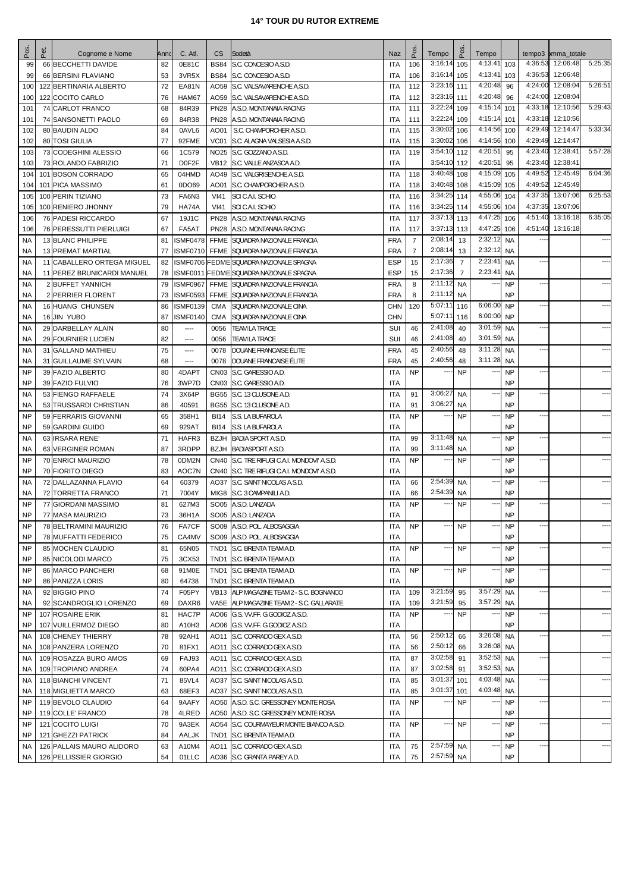# 14° TOUR DU RUTOR EXTREME

| Pos. | Pet. | Cognome e Nome | Anno | C. Atl. | CS | Società | Naz | Pos. | Tempo | Pos. | Tempo | | tempo3 | somma_totale | |
|---|---|---|---|---|---|---|---|---|---|---|---|---|---|---|---|
| 99 | 66 | BECCHETTI DAVIDE | 82 | 0E81C | BS84 | S.C. CONCESIO A.S.D. | ITA | 106 | 3:16:14 | 105 | 4:13:41 | 103 | 4:36:53 | 12:06:48 | 5:25:35 |
| 99 | 66 | BERSINI FLAVIANO | 53 | 3VR5X | BS84 | S.C. CONCESIO A.S.D. | ITA | 106 | 3:16:14 | 105 | 4:13:41 | 103 | 4:36:53 | 12:06:48 | |
| 100 | 122 | BERTINARIA ALBERTO | 72 | EA81N | AO59 | S.C. VALSAVARENCHE A.S.D. | ITA | 112 | 3:23:16 | 111 | 4:20:48 | 96 | 4:24:00 | 12:08:04 | 5:26:51 |
| 100 | 122 | COCITO CARLO | 76 | HAM67 | AO59 | S.C. VALSAVARENCHE A.S.D. | ITA | 112 | 3:23:16 | 111 | 4:20:48 | 96 | 4:24:00 | 12:08:04 | |
| 101 | 74 | CARLOT FRANCO | 68 | 84R39 | PN28 | A.S.D. MONTANAIA RACING | ITA | 111 | 3:22:24 | 109 | 4:15:14 | 101 | 4:33:18 | 12:10:56 | 5:29:43 |
| 101 | 74 | SANSONETTI PAOLO | 69 | 84R38 | PN28 | A.S.D. MONTANAIA RACING | ITA | 111 | 3:22:24 | 109 | 4:15:14 | 101 | 4:33:18 | 12:10:56 | |
| 102 | 80 | BAUDIN ALDO | 84 | 0AVL6 | AO01 | S.C. CHAMPORCHER A.S.D. | ITA | 115 | 3:30:02 | 106 | 4:14:56 | 100 | 4:29:49 | 12:14:47 | 5:33:34 |
| 102 | 80 | TOSI GIULIA | 77 | 92FME | VC01 | S.C. ALAGNA VALSESIA A.S.D. | ITA | 115 | 3:30:02 | 106 | 4:14:56 | 100 | 4:29:49 | 12:14:47 | |
| 103 | 73 | CODEGHINI ALESSIO | 66 | 1C579 | NO25 | S.C. GOZZANO A.S.D. | ITA | 119 | 3:54:10 | 112 | 4:20:51 | 95 | 4:23:40 | 12:38:41 | 5:57:28 |
| 103 | 73 | ROLANDO FABRIZIO | 71 | D0F2F | VB12 | S.C. VALLE ANZASCA A.D. | ITA | | 3:54:10 | 112 | 4:20:51 | 95 | 4:23:40 | 12:38:41 | |
| 104 | 101 | BOSON CORRADO | 65 | 04HMD | AO49 | S.C. VALGRISENCHE A.S.D. | ITA | 118 | 3:40:48 | 108 | 4:15:09 | 105 | 4:49:52 | 12:45:49 | 6:04:36 |
| 104 | 101 | PICA MASSIMO | 61 | 0DO69 | AO01 | S.C. CHAMPORCHER A.S.D. | ITA | 118 | 3:40:48 | 108 | 4:15:09 | 105 | 4:49:52 | 12:45:49 | |
| 105 | 100 | PERIN TIZIANO | 73 | FA6N3 | VI41 | SCI C.A.I. SCHIO | ITA | 116 | 3:34:25 | 114 | 4:55:06 | 104 | 4:37:35 | 13:07:06 | 6:25:53 |
| 105 | 100 | RENIERO JHONNY | 79 | HA74A | VI41 | SCI C.A.I. SCHIO | ITA | 116 | 3:34:25 | 114 | 4:55:06 | 104 | 4:37:35 | 13:07:06 | |
| 106 | 76 | PADESI RICCARDO | 67 | 19J1C | PN28 | A.S.D. MONTANAIA RACING | ITA | 117 | 3:37:13 | 113 | 4:47:25 | 106 | 4:51:40 | 13:16:18 | 6:35:05 |
| 106 | 76 | PERESSUTTI PIERLUIGI | 67 | FA5AT | PN28 | A.S.D. MONTANAIA RACING | ITA | 117 | 3:37:13 | 113 | 4:47:25 | 106 | 4:51:40 | 13:16:18 | |
| NA | 13 | BLANC PHILIPPE | 81 | ISMF0478 | FFME | SQUADRA NAZIONALE FRANCIA | FRA | 7 | 2:08:14 | 13 | 2:32:12 | NA | ---- | | ---- |
| NA | 13 | PREMAT MARTIAL | 77 | ISMF0710 | FFME | SQUADRA NAZIONALE FRANCIA | FRA | 7 | 2:08:14 | 13 | 2:32:12 | NA | | | |
| NA | 11 | CABALLERO ORTEGA MIGUEL | 82 | ISMF0706 | FEDME | SQUADRA NAZIONALE SPAGNA | ESP | 15 | 2:17:36 | 7 | 2:23:41 | NA | ---- | | ---- |
| NA | 11 | PEREZ BRUNICARDI MANUEL | 78 | ISMF0011 | FEDME | SQUADRA NAZIONALE SPAGNA | ESP | 15 | 2:17:36 | 7 | 2:23:41 | NA | | | |
| NA | 2 | BUFFET YANNICH | 79 | ISMF0967 | FFME | SQUADRA NAZIONALE FRANCIA | FRA | 8 | 2:11:12 | NA | ---- | NP | ---- | | ---- |
| NA | 2 | PERRIER FLORENT | 73 | ISMF0593 | FFME | SQUADRA NAZIONALE FRANCIA | FRA | 8 | 2:11:12 | NA | | NP | | | |
| NA | 16 | HUANG CHUNSEN | 86 | ISMF0139 | CMA | SQUADRA NAZIONALE CINA | CHN | 120 | 5:07:11 | 116 | 6:06:00 | NP | ---- | | ---- |
| NA | 16 | JIN YUBO | 87 | ISMF0140 | CMA | SQUADRA NAZIONALE CINA | CHN | | 5:07:11 | 116 | 6:00:00 | NP | | | |
| NA | 29 | DARBELLAY ALAIN | 80 | ---- | 0056 | TEAM LA TRACE | SUI | 46 | 2:41:08 | 40 | 3:01:59 | NA | ---- | | ---- |
| NA | 29 | FOURNIER LUCIEN | 82 | ---- | 0056 | TEAM LA TRACE | SUI | 46 | 2:41:08 | 40 | 3:01:59 | NA | | | |
| NA | 31 | GALLAND MATHIEU | 75 | ---- | 0078 | DOUANE FRANCAISE ÉLITE | FRA | 45 | 2:40:56 | 48 | 3:11:28 | NA | ---- | | ---- |
| NA | 31 | GUILLAUME SYLVAIN | 68 | ---- | 0078 | DOUANE FRANCAISE ÉLITE | FRA | 45 | 2:40:56 | 48 | 3:11:28 | NA | | | |
| NP | 39 | FAZIO ALBERTO | 80 | 4DAPT | CN03 | S.C. GARESSIO A.D. | ITA | NP | ---- | NP | ---- | NP | ---- | | ---- |
| NP | 39 | FAZIO FULVIO | 76 | 3WP7D | CN03 | S.C. GARESSIO A.D. | ITA | | | | | NP | | | |
| NA | 53 | FIENGO RAFFAELE | 74 | 3X64P | BG55 | S.C. 13 CLUSONE A.D. | ITA | 91 | 3:06:27 | NA | ---- | NP | ---- | | ---- |
| NA | 53 | TRUSSARDI CHRISTIAN | 86 | 40591 | BG55 | S.C. 13 CLUSONE A.D. | ITA | 91 | 3:06:27 | NA | | NP | | | |
| NP | 59 | FERRARIS GIOVANNI | 65 | 358H1 | BI14 | S.S. LA BUFAROLA | ITA | NP | ---- | NP | ---- | NP | ---- | | ---- |
| NP | 59 | GARDINI GUIDO | 69 | 929AT | BI14 | S.S. LA BUFAROLA | ITA | | | | | NP | | | |
| NA | 63 | IRSARA RENE' | 71 | HAFR3 | BZJH | BADIA SPORT A.S.D. | ITA | 99 | 3:11:48 | NA | ---- | NP | ---- | | ---- |
| NA | 63 | VERGINER ROMAN | 87 | 3RDPP | BZJH | BADIASPORT A.S.D. | ITA | 99 | 3:11:48 | NA | | NP | | | |
| NP | 70 | ENRICI MAURIZIO | 78 | 0DM2N | CN40 | S.C. TRE RIFUGI C.A.I. MONDOVI' A.S.D. | ITA | NP | ---- | NP | ---- | NP | ---- | | ---- |
| NP | 70 | FIORITO DIEGO | 83 | AOC7N | CN40 | S.C. TRE RIFUGI C.A.I. MONDOVI' A.S.D. | ITA | | | | | NP | | | |
| NA | 72 | DALLAZANNA FLAVIO | 64 | 60379 | AO37 | S.C. SAINT NICOLAS A.S.D. | ITA | 66 | 2:54:39 | NA | ---- | NP | ---- | | ---- |
| NA | 72 | TORRETTA FRANCO | 71 | 7004Y | MIG8 | S.C. 3 CAMPANILI A.D. | ITA | 66 | 2:54:39 | NA | | NP | | | |
| NP | 77 | GIORDANI MASSIMO | 81 | 627M3 | SO05 | A.S.D. LANZADA | ITA | NP | ---- | NP | ---- | NP | ---- | | ---- |
| NP | 77 | MASA MAURIZIO | 73 | 36H1A | SO05 | A.S.D. LANZADA | ITA | | | | | NP | | | |
| NP | 78 | BELTRAMINI MAURIZIO | 76 | FA7CF | SO09 | A.S.D. POL. ALBOSAGGIA | ITA | NP | ---- | NP | ---- | NP | ---- | | ---- |
| NP | 78 | MUFFATTI FEDERICO | 75 | CA4MV | SO09 | A.S.D. POL. ALBOSAGGIA | ITA | | | | | NP | | | |
| NP | 85 | MOCHEN CLAUDIO | 81 | 65N05 | TND1 | S.C. BRENTA TEAM A.D. | ITA | NP | ---- | NP | ---- | NP | ---- | | ---- |
| NP | 85 | NICOLODI MARCO | 75 | 3CX53 | TND1 | S.C. BRENTA TEAM A.D. | ITA | | | | | NP | | | |
| NP | 86 | MARCO PANCHERI | 68 | 91M0E | TND1 | S.C. BRENTA TEAM A.D. | ITA | NP | ---- | NP | ---- | NP | ---- | | ---- |
| NP | 86 | PANIZZA LORIS | 80 | 64738 | TND1 | S.C. BRENTA TEAM A.D. | ITA | | | | | NP | | | |
| NA | 92 | BIGGIO PINO | 74 | F05PY | VB13 | ALP MAGAZINE TEAM 2 - S.C. BOGNANCO | ITA | 109 | 3:21:59 | 95 | 3:57:29 | NA | ---- | | ---- |
| NA | 92 | SCANDROGLIO LORENZO | 69 | DAXR6 | VA5E | ALP MAGAZINE TEAM 2 - S.C. GALLARATE | ITA | 109 | 3:21:59 | 95 | 3:57:29 | NA | | | |
| NP | 107 | ROSAIRE ERIK | 81 | HAC7P | AO06 | G.S. W.FF. G.GODIOZ A.S.D. | ITA | NP | ---- | NP | ---- | NP | ---- | | ---- |
| NP | 107 | VUILLERMOZ DIEGO | 80 | A10H3 | AO06 | G.S. W.FF. G.GODIOZ A.S.D. | ITA | | | | | NP | | | |
| NA | 108 | CHENEY THIERRY | 78 | 92AH1 | AO11 | S.C. CORRADO GEX A.S.D. | ITA | 56 | 2:50:12 | 66 | 3:26:08 | NA | ---- | | ---- |
| NA | 108 | PANZERA LORENZO | 70 | 81FX1 | AO11 | S.C. CORRADO GEX A.S.D. | ITA | 56 | 2:50:12 | 66 | 3:26:08 | NA | | | |
| NA | 109 | ROSAZZA BURO AMOS | 69 | FAJ93 | AO11 | S.C. CORRADO GEX A.S.D. | ITA | 87 | 3:02:58 | 91 | 3:52:53 | NA | ---- | | ---- |
| NA | 109 | TROPIANO ANDREA | 74 | 60PA4 | AO11 | S.C. CORRADO GEX A.S.D. | ITA | 87 | 3:02:58 | 91 | 3:52:53 | NA | | | |
| NA | 118 | BIANCHI VINCENT | 71 | 85VL4 | AO37 | S.C. SAINT NICOLAS A.S.D. | ITA | 85 | 3:01:37 | 101 | 4:03:48 | NA | ---- | | ---- |
| NA | 118 | MIGLIETTA MARCO | 63 | 68EF3 | AO37 | S.C. SAINT NICOLAS A.S.D. | ITA | 85 | 3:01:37 | 101 | 4:03:48 | NA | | | |
| NP | 119 | BEVOLO CLAUDIO | 64 | 9AAFY | AO50 | A.S.D. S.C. GRESSONEY MONTE ROSA | ITA | NP | ---- | NP | ---- | NP | ---- | | ---- |
| NP | 119 | COLLE' FRANCO | 78 | 4LRED | AO50 | A.S.D. S.C. GRESSONEY MONTE ROSA | ITA | | | | | NP | | | |
| NP | 121 | COCITO LUIGI | 70 | 9A3EK | AO54 | S.C. COURMAYEUR MONTE BIANCO A.S.D. | ITA | NP | ---- | NP | ---- | NP | ---- | | ---- |
| NP | 121 | GHEZZI PATRICK | 84 | AALJK | TND1 | S.C. BRENTA TEAM A.D. | ITA | | | | | NP | | | |
| NA | 126 | PALLAIS MAURO ALIDORO | 63 | A10M4 | AO11 | S.C. CORRADO GEX A.S.D. | ITA | 75 | 2:57:59 | NA | ---- | NP | ---- | | ---- |
| NA | 126 | PELLISSIER GIORGIO | 54 | 01LLC | AO36 | S.C. GRANTA PAREY A.D. | ITA | 75 | 2:57:59 | NA | | NP | | | |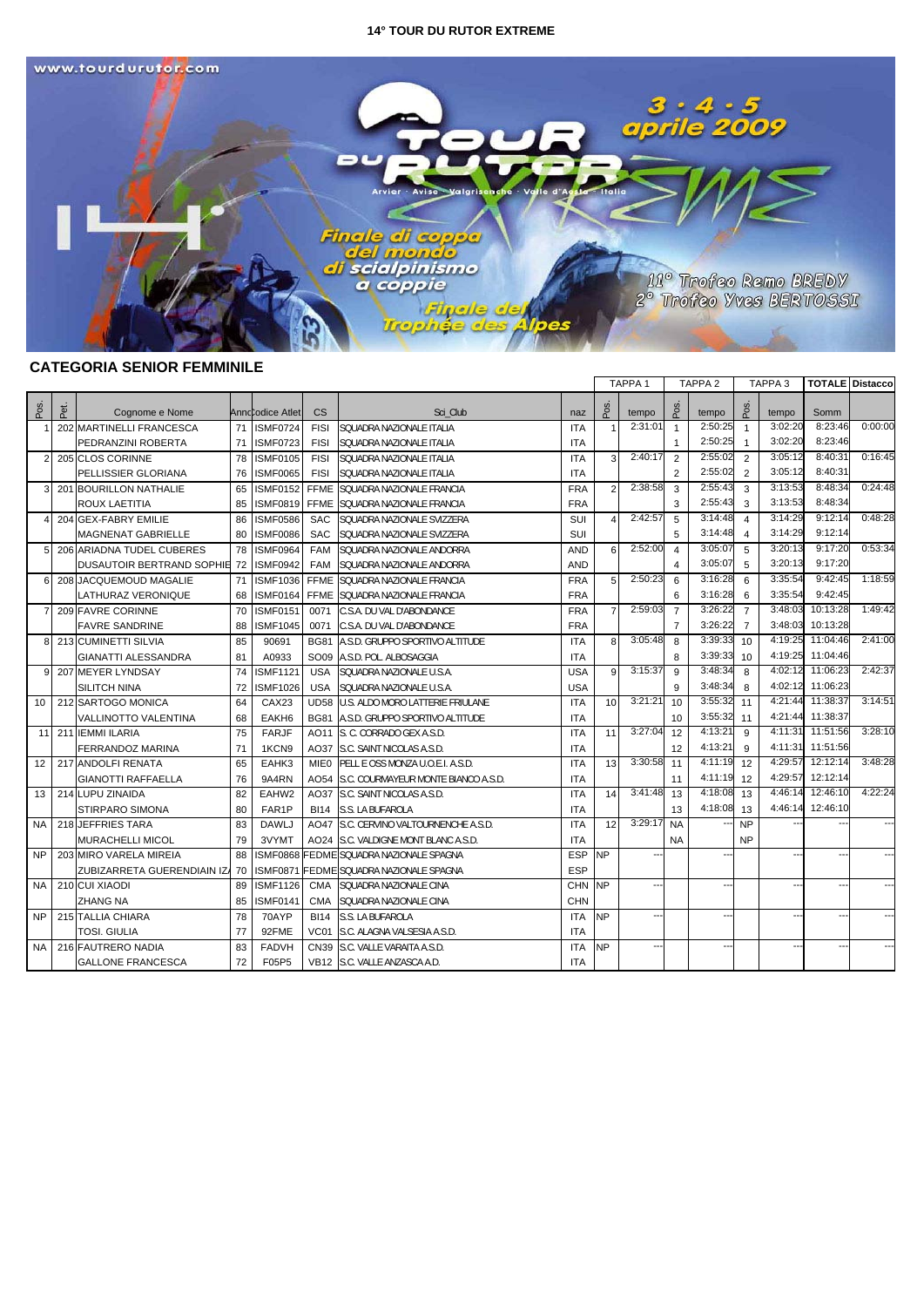**14° TOUR DU RUTOR EXTREME**

www.tourdurutor.com

TOUR DU RUTOR EXTREME

3 · 4 · 5 aprile 2009

Arvier · Avise · Valgrisenche · Valle d'Aosta · Italia

Finale di coppa del mondo di scialpinismo a coppie

Finale del Trophée des Alpes

11° Trofeo Remo BREDY
2° Trofeo Yves BERTOSSI

## CATEGORIA SENIOR FEMMINILE

| Pos. | Pet. | Cognome e Nome | Anno | Codice Atlet | CS | Sci_Club | naz | TAPPA 1 Pos. | TAPPA 1 tempo | TAPPA 2 Pos. | TAPPA 2 tempo | TAPPA 3 Pos. | TAPPA 3 tempo | TOTALE Somm | Distacco |
|---|---|---|---|---|---|---|---|---|---|---|---|---|---|---|---|
| 1 | 202 | MARTINELLI FRANCESCA | 71 | ISMF0724 | FISI | SQUADRA NAZIONALE ITALIA | ITA | 1 | 2:31:01 | 1 | 2:50:25 | 1 | 3:02:20 | 8:23:46 | 0:00:00 |
| | | PEDRANZINI ROBERTA | 71 | ISMF0723 | FISI | SQUADRA NAZIONALE ITALIA | ITA | | | 1 | 2:50:25 | 1 | 3:02:20 | 8:23:46 | |
| 2 | 205 | CLOS CORINNE | 78 | ISMF0105 | FISI | SQUADRA NAZIONALE ITALIA | ITA | 3 | 2:40:17 | 2 | 2:55:02 | 2 | 3:05:12 | 8:40:31 | 0:16:45 |
| | | PELLISSIER GLORIANA | 76 | ISMF0065 | FISI | SQUADRA NAZIONALE ITALIA | ITA | | | 2 | 2:55:02 | 2 | 3:05:12 | 8:40:31 | |
| 3 | 201 | BOURILLON NATHALIE | 65 | ISMF0152 | FFME | SQUADRA NAZIONALE FRANCIA | FRA | 2 | 2:38:58 | 3 | 2:55:43 | 3 | 3:13:53 | 8:48:34 | 0:24:48 |
| | | ROUX LAETITIA | 85 | ISMF0819 | FFME | SQUADRA NAZIONALE FRANCIA | FRA | | | 3 | 2:55:43 | 3 | 3:13:53 | 8:48:34 | |
| 4 | 204 | GEX-FABRY EMILIE | 86 | ISMF0586 | SAC | SQUADRA NAZIONALE SVIZZERA | SUI | 4 | 2:42:57 | 5 | 3:14:48 | 4 | 3:14:29 | 9:12:14 | 0:48:28 |
| | | MAGNENAT GABRIELLE | 80 | ISMF0086 | SAC | SQUADRA NAZIONALE SVIZZERA | SUI | | | 5 | 3:14:48 | 4 | 3:14:29 | 9:12:14 | |
| 5 | 206 | ARIADNA TUDEL CUBERES | 78 | ISMF0964 | FAM | SQUADRA NAZIONALE ANDORRA | AND | 6 | 2:52:00 | 4 | 3:05:07 | 5 | 3:20:13 | 9:17:20 | 0:53:34 |
| | | DUSAUTOIR BERTRAND SOPHIE | 72 | ISMF0942 | FAM | SQUADRA NAZIONALE ANDORRA | AND | | | 4 | 3:05:07 | 5 | 3:20:13 | 9:17:20 | |
| 6 | 208 | JACQUEMOUD MAGALIE | 71 | ISMF1036 | FFME | SQUADRA NAZIONALE FRANCIA | FRA | 5 | 2:50:23 | 6 | 3:16:28 | 6 | 3:35:54 | 9:42:45 | 1:18:59 |
| | | LATHURAZ VERONIQUE | 68 | ISMF0164 | FFME | SQUADRA NAZIONALE FRANCIA | FRA | | | 6 | 3:16:28 | 6 | 3:35:54 | 9:42:45 | |
| 7 | 209 | FAVRE CORINNE | 70 | ISMF0151 | 0071 | C.S.A. DU VAL D'ABONDANCE | FRA | 7 | 2:59:03 | 7 | 3:26:22 | 7 | 3:48:03 | 10:13:28 | 1:49:42 |
| | | FAVRE SANDRINE | 88 | ISMF1045 | 0071 | C.S.A. DU VAL D'ABONDANCE | FRA | | | 7 | 3:26:22 | 7 | 3:48:03 | 10:13:28 | |
| 8 | 213 | CUMINETTI SILVIA | 85 | 90691 | BG81 | A.S.D. GRUPPO SPORTIVO ALTITUDE | ITA | 8 | 3:05:48 | 8 | 3:39:33 | 10 | 4:19:25 | 11:04:46 | 2:41:00 |
| | | GIANATTI ALESSANDRA | 81 | A0933 | SO09 | A.S.D. POL. ALBOSAGGIA | ITA | | | 8 | 3:39:33 | 10 | 4:19:25 | 11:04:46 | |
| 9 | 207 | MEYER LYNDSAY | 74 | ISMF1121 | USA | SQUADRA NAZIONALE U.S.A. | USA | 9 | 3:15:37 | 9 | 3:48:34 | 8 | 4:02:12 | 11:06:23 | 2:42:37 |
| | | SILITCH NINA | 72 | ISMF1026 | USA | SQUADRA NAZIONALE U.S.A. | USA | | | 9 | 3:48:34 | 8 | 4:02:12 | 11:06:23 | |
| 10 | 212 | SARTOGO MONICA | 64 | CAX23 | UD58 | U.S. ALDO MORO LATTERIE FRIULANE | ITA | 10 | 3:21:21 | 10 | 3:55:32 | 11 | 4:21:44 | 11:38:37 | 3:14:51 |
| | | VALLINOTTO VALENTINA | 68 | EAKH6 | BG81 | A.S.D. GRUPPO SPORTIVO ALTITUDE | ITA | | | 10 | 3:55:32 | 11 | 4:21:44 | 11:38:37 | |
| 11 | 211 | IEMMI ILARIA | 75 | FARJF | AO11 | S. C. CORRADO GEX A.S.D. | ITA | 11 | 3:27:04 | 12 | 4:13:21 | 9 | 4:11:31 | 11:51:56 | 3:28:10 |
| | | FERRANDOZ MARINA | 71 | 1KCN9 | AO37 | S.C. SAINT NICOLAS A.S.D. | ITA | | | 12 | 4:13:21 | 9 | 4:11:31 | 11:51:56 | |
| 12 | 217 | ANDOLFI RENATA | 65 | EAHK3 | MIE0 | PELL E OSS MONZA U.O.E.I. A.S.D. | ITA | 13 | 3:30:58 | 11 | 4:11:19 | 12 | 4:29:57 | 12:12:14 | 3:48:28 |
| | | GIANOTTI RAFFAELLA | 76 | 9A4RN | AO54 | S.C. COURMAYEUR MONTE BIANCO A.S.D. | ITA | | | 11 | 4:11:19 | 12 | 4:29:57 | 12:12:14 | |
| 13 | 214 | LUPU ZINAIDA | 82 | EAHW2 | AO37 | S.C. SAINT NICOLAS A.S.D. | ITA | 14 | 3:41:48 | 13 | 4:18:08 | 13 | 4:46:14 | 12:46:10 | 4:22:24 |
| | | STIRPARO SIMONA | 80 | FAR1P | BI14 | S.S. LA BUFAROLA | ITA | | | 13 | 4:18:08 | 13 | 4:46:14 | 12:46:10 | |
| NA | 218 | JEFFRIES TARA | 83 | DAWLJ | AO47 | S.C. CERVINO VALTOURNENCHE A.S.D. | ITA | 12 | 3:29:17 | NA | --- | NP | --- | --- | --- |
| | | MURACHELLI MICOL | 79 | 3VYMT | AO24 | S.C. VALDIGNE MONT BLANC A.S.D. | ITA | | | NA | | NP | | | |
| NP | 203 | MIRO VARELA MIREIA | 88 | ISMF0868 | FEDME | SQUADRA NAZIONALE SPAGNA | ESP | NP | --- | | --- | | --- | --- | --- |
| | | ZUBIZARRETA GUERENDIAIN IZA | 70 | ISMF0871 | FEDME | SQUADRA NAZIONALE SPAGNA | ESP | | | | | | | | |
| NA | 210 | CUI XIAODI | 89 | ISMF1126 | CMA | SQUADRA NAZIONALE CINA | CHN | NP | --- | | --- | | --- | --- | --- |
| | | ZHANG NA | 85 | ISMF0141 | CMA | SQUADRA NAZIONALE CINA | CHN | | | | | | | | |
| NP | 215 | TALLIA CHIARA | 78 | 70AYP | BI14 | S.S. LA BUFAROLA | ITA | NP | --- | | --- | | --- | --- | --- |
| | | TOSI. GIULIA | 77 | 92FME | VC01 | S.C. ALAGNA VALSESIA A.S.D. | ITA | | | | | | | | |
| NA | 216 | FAUTRERO NADIA | 83 | FADVH | CN39 | S.C. VALLE VARAITA A.S.D. | ITA | NP | --- | | --- | | --- | --- | --- |
| | | GALLONE FRANCESCA | 72 | F05P5 | VB12 | S.C. VALLE ANZASCA A.D. | ITA | | | | | | | | |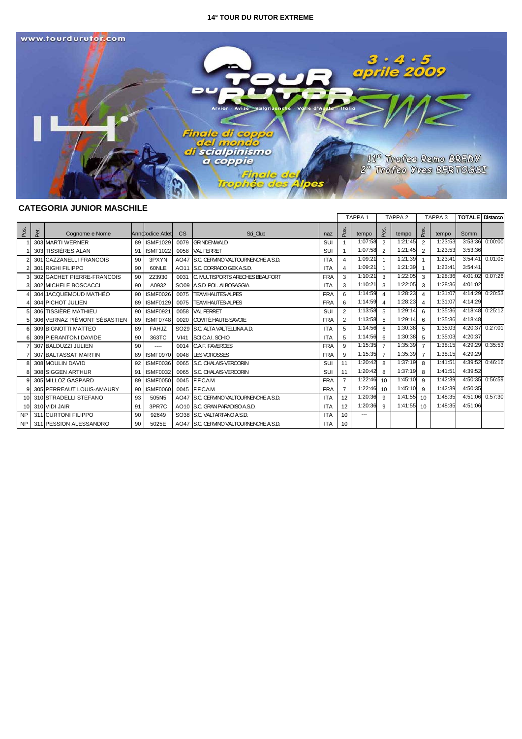**14° TOUR DU RUTOR EXTREME**

www.tourdurutor.com

TOUR DU RUTOR EXTREME

3 · 4 · 5 aprile 2009

Arvier · Avise · Valgrisenche · Valle d'Aosta · Italia

Finale di coppa del mondo di scialpinismo a coppie

Finale del Trophée des Alpes

11° Trofeo Remo BREDY
2° Trofeo Yves BERTOSSI

## CATEGORIA JUNIOR MASCHILE

| Pos. | Pet. | Cognome e Nome | Anno | Codice Atlet | CS | Sci_Club | naz | TAPPA 1 Pos. | TAPPA 1 tempo | TAPPA 2 Pos. | TAPPA 2 tempo | TAPPA 3 Pos. | TAPPA 3 tempo | TOTALE Somm | Distacco |
|---|---|---|---|---|---|---|---|---|---|---|---|---|---|---|---|
| 1 | 303 | MARTI WERNER | 89 | ISMF1029 | 0079 | GRINDENWALD | SUI | 1 | 1:07:58 | 2 | 1:21:45 | 2 | 1:23:53 | 3:53:36 | 0:00:00 |
| 1 | 303 | TISSIÈRES ALAN | 91 | ISMF1022 | 0058 | VAL FERRET | SUI | 1 | 1:07:58 | 2 | 1:21:45 | 2 | 1:23:53 | 3:53:36 | |
| 2 | 301 | CAZZANELLI FRANCOIS | 90 | 3PXYN | AO47 | S.C. CERVINO VALTOURNENCHE A.S.D. | ITA | 4 | 1:09:21 | 1 | 1:21:39 | 1 | 1:23:41 | 3:54:41 | 0:01:05 |
| 2 | 301 | RIGHI FILIPPO | 90 | 60NLE | AO11 | S.C. CORRADO GEX A.S.D. | ITA | 4 | 1:09:21 | 1 | 1:21:39 | 1 | 1:23:41 | 3:54:41 | |
| 3 | 302 | GACHET PIERRE-FRANCOIS | 90 | 223930 | 0031 | C. MULTISPORTS ARECHES BEAUFORT | FRA | 3 | 1:10:21 | 3 | 1:22:05 | 3 | 1:28:36 | 4:01:02 | 0:07:26 |
| 3 | 302 | MICHELE BOSCACCI | 90 | A0932 | SO09 | A.S.D. POL. ALBOSAGGIA | ITA | 3 | 1:10:21 | 3 | 1:22:05 | 3 | 1:28:36 | 4:01:02 | |
| 4 | 304 | JACQUEMOUD MATHÉO | 90 | ISMF0026 | 0075 | TEAM HAUTES-ALPES | FRA | 6 | 1:14:59 | 4 | 1:28:23 | 4 | 1:31:07 | 4:14:29 | 0:20:53 |
| 4 | 304 | PICHOT JULIEN | 89 | ISMF0129 | 0075 | TEAM HAUTES-ALPES | FRA | 6 | 1:14:59 | 4 | 1:28:23 | 4 | 1:31:07 | 4:14:29 | |
| 5 | 306 | TISSIÈRE MATHIEU | 90 | ISMF0921 | 0058 | VAL FERRET | SUI | 2 | 1:13:58 | 5 | 1:29:14 | 6 | 1:35:36 | 4:18:48 | 0:25:12 |
| 5 | 306 | VERNAZ PIÉMONT SÉBASTIEN | 89 | ISMF0748 | 0020 | COMITÉ HAUTE-SAVOIE | FRA | 2 | 1:13:58 | 5 | 1:29:14 | 6 | 1:35:36 | 4:18:48 | |
| 6 | 309 | BIGNOTTI MATTEO | 89 | FAHJZ | SO29 | S.C. ALTA VALTELLINA A.D. | ITA | 5 | 1:14:56 | 6 | 1:30:38 | 5 | 1:35:03 | 4:20:37 | 0:27:01 |
| 6 | 309 | PIERANTONI DAVIDE | 90 | 363TC | VI41 | SCI C.A.I. SCHIO | ITA | 5 | 1:14:56 | 6 | 1:30:38 | 5 | 1:35:03 | 4:20:37 | |
| 7 | 307 | BALDUZZI JULIEN | 90 | ---- | 0014 | C.A.F. FAVERGES | FRA | 9 | 1:15:35 | 7 | 1:35:39 | 7 | 1:38:15 | 4:29:29 | 0:35:53 |
| 7 | 307 | BALTASSAT MARTIN | 89 | ISMF0970 | 0048 | LES VOROSSES | FRA | 9 | 1:15:35 | 7 | 1:35:39 | 7 | 1:38:15 | 4:29:29 | |
| 8 | 308 | MOULIN DAVID | 92 | ISMF0036 | 0065 | S.C. CHALAIS-VERCORIN | SUI | 11 | 1:20:42 | 8 | 1:37:19 | 8 | 1:41:51 | 4:39:52 | 0:46:16 |
| 8 | 308 | SIGGEN ARTHUR | 91 | ISMF0032 | 0065 | S.C. CHALAIS-VERCORIN | SUI | 11 | 1:20:42 | 8 | 1:37:19 | 8 | 1:41:51 | 4:39:52 | |
| 9 | 305 | MILLOZ GASPARD | 89 | ISMF0050 | 0045 | F.F.C.A.M. | FRA | 7 | 1:22:46 | 10 | 1:45:10 | 9 | 1:42:39 | 4:50:35 | 0:56:59 |
| 9 | 305 | PERREAUT LOUIS-AMAURY | 90 | ISMF0060 | 0045 | F.F.C.A.M. | FRA | 7 | 1:22:46 | 10 | 1:45:10 | 9 | 1:42:39 | 4:50:35 | |
| 10 | 310 | STRADELLI STEFANO | 93 | 505N5 | AO47 | S.C. CERVINO VALTOURNENCHE A.S.D. | ITA | 12 | 1:20:36 | 9 | 1:41:55 | 10 | 1:48:35 | 4:51:06 | 0:57:30 |
| 10 | 310 | VIDI JAIR | 91 | 3PR7C | AO10 | S.C. GRAN PARADISO A.S.D. | ITA | 12 | 1:20:36 | 9 | 1:41:55 | 10 | 1:48:35 | 4:51:06 | |
| NP | 311 | CURTONI FILIPPO | 90 | 92649 | SO38 | S.C. VALTARTANO A.S.D. | ITA | 10 | --- | | | | | | |
| NP | 311 | PESSION ALESSANDRO | 90 | 5025E | AO47 | S.C. CERVINO VALTOURNENCHE A.S.D. | ITA | 10 | | | | | | | |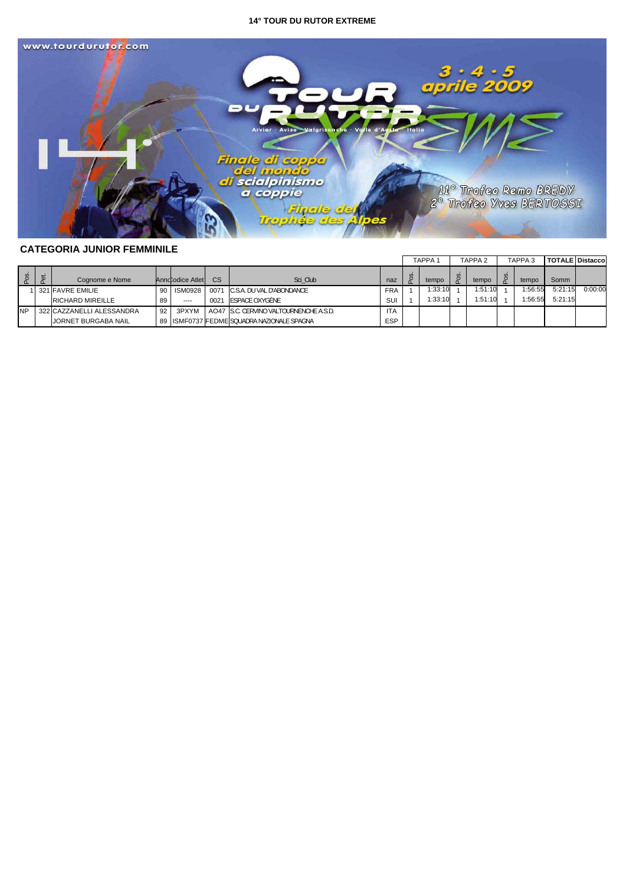**14° TOUR DU RUTOR EXTREME**

www.tourdurutor.com

3 · 4 · 5 aprile 2009

TOUR DU RUTOR EXTREME

Arvier · Avise · Valgrisenche · Valle d'Aosta · Italia

14°

Finale di coppa del mondo di scialpinismo a coppie

Finale del Trophée des Alpes

11° Trofeo Remo BREDY
2° Trofeo Yves BERTOSSI

## CATEGORIA JUNIOR FEMMINILE

| Pos. | Pet. | Cognome e Nome | Anno | Codice Atlet | CS | Sci_Club | naz | Pos. | TAPPA 1 tempo | Pos. | TAPPA 2 tempo | Pos. | TAPPA 3 tempo | TOTALE Somm | Distacco |
|---|---|---|---|---|---|---|---|---|---|---|---|---|---|---|---|
| 1 | 321 | FAVRE EMILIE | 90 | ISM0928 | 0071 | C.S.A. DU VAL D'ABONDANCE | FRA | 1 | 1:33:10 | 1 | 1:51:10 | 1 | 1:56:55 | 5:21:15 | 0:00:00 |
| | | RICHARD MIREILLE | 89 | ---- | 0021 | ESPACE OXYGÈNE | SUI | 1 | 1:33:10 | 1 | 1:51:10 | 1 | 1:56:55 | 5:21:15 | |
| NP | 322 | CAZZANELLI ALESSANDRA | 92 | 3PXYM | AO47 | S.C. CERVINO VALTOURNENCHE A.S.D. | ITA | | | | | | | | |
| | | JORNET BURGABA NAIL | 89 | ISMF0737 | FEDME | SQUADRA NAZIONALE SPAGNA | ESP | | | | | | | | |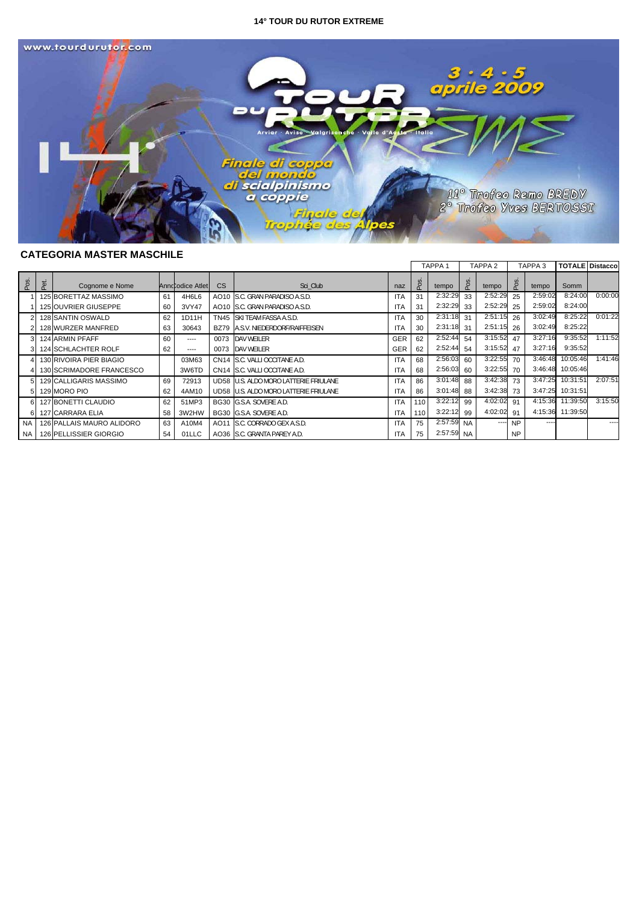## CATEGORIA MASTER MASCHILE

| | | | | | | | | TAPPA 1 | | TAPPA 2 | | TAPPA 3 | | TOTALE | Distacco |
|---|---|---|---|---|---|---|---|---|---|---|---|---|---|---|---|
| Pos. | Pet. | Cognome e Nome | Anno | Codice Atlet | CS | Sci_Club | naz | Pos. | tempo | Pos. | tempo | Pos. | tempo | Somm | |
| 1 | 125 | BORETTAZ MASSIMO | 61 | 4H6L6 | AO10 | S.C. GRAN PARADISO A.S.D. | ITA | 31 | 2:32:29 | 33 | 2:52:29 | 25 | 2:59:02 | 8:24:00 | 0:00:00 |
| 1 | 125 | OUVRIER GIUSEPPE | 60 | 3VY47 | AO10 | S.C. GRAN PARADISO A.S.D. | ITA | 31 | 2:32:29 | 33 | 2:52:29 | 25 | 2:59:02 | 8:24:00 | |
| 2 | 128 | SANTIN OSWALD | 62 | 1D11H | TN45 | SKI TEAM FASSA A.S.D. | ITA | 30 | 2:31:18 | 31 | 2:51:15 | 26 | 3:02:49 | 8:25:22 | 0:01:22 |
| 2 | 128 | WURZER MANFRED | 63 | 30643 | BZ79 | A.S.V. NIEDERDORF/RAIFFEISEN | ITA | 30 | 2:31:18 | 31 | 2:51:15 | 26 | 3:02:49 | 8:25:22 | |
| 3 | 124 | ARMIN PFAFF | 60 | ---- | 0073 | DAV WEILER | GER | 62 | 2:52:44 | 54 | 3:15:52 | 47 | 3:27:16 | 9:35:52 | 1:11:52 |
| 3 | 124 | SCHLACHTER ROLF | 62 | ---- | 0073 | DAV WEILER | GER | 62 | 2:52:44 | 54 | 3:15:52 | 47 | 3:27:16 | 9:35:52 | |
| 4 | 130 | RIVOIRA PIER BIAGIO | | 03M63 | CN14 | S.C. VALLI OCCITANE A.D. | ITA | 68 | 2:56:03 | 60 | 3:22:55 | 70 | 3:46:48 | 10:05:46 | 1:41:46 |
| 4 | 130 | SCRIMADORE FRANCESCO | | 3W6TD | CN14 | S.C. VALLI OCCITANE A.D. | ITA | 68 | 2:56:03 | 60 | 3:22:55 | 70 | 3:46:48 | 10:05:46 | |
| 5 | 129 | CALLIGARIS MASSIMO | 69 | 72913 | UD58 | U.S. ALDO MORO LATTERIE FRIULANE | ITA | 86 | 3:01:48 | 88 | 3:42:38 | 73 | 3:47:25 | 10:31:51 | 2:07:51 |
| 5 | 129 | MORO PIO | 62 | 4AM10 | UD58 | U.S. ALDO MORO LATTERIE FRIULANE | ITA | 86 | 3:01:48 | 88 | 3:42:38 | 73 | 3:47:25 | 10:31:51 | |
| 6 | 127 | BONETTI CLAUDIO | 62 | 51MP3 | BG30 | G.S.A. SOVERE A.D. | ITA | 110 | 3:22:12 | 99 | 4:02:02 | 91 | 4:15:36 | 11:39:50 | 3:15:50 |
| 6 | 127 | CARRARA ELIA | 58 | 3W2HW | BG30 | G.S.A. SOVERE A.D. | ITA | 110 | 3:22:12 | 99 | 4:02:02 | 91 | 4:15:36 | 11:39:50 | |
| NA | 126 | PALLAIS MAURO ALIDORO | 63 | A10M4 | AO11 | S.C. CORRADO GEX A.S.D. | ITA | 75 | 2:57:59 | NA | ---- | NP | ---- | | ---- |
| NA | 126 | PELLISSIER GIORGIO | 54 | 01LLC | AO36 | S.C. GRANTA PAREY A.D. | ITA | 75 | 2:57:59 | NA | | NP | | | |